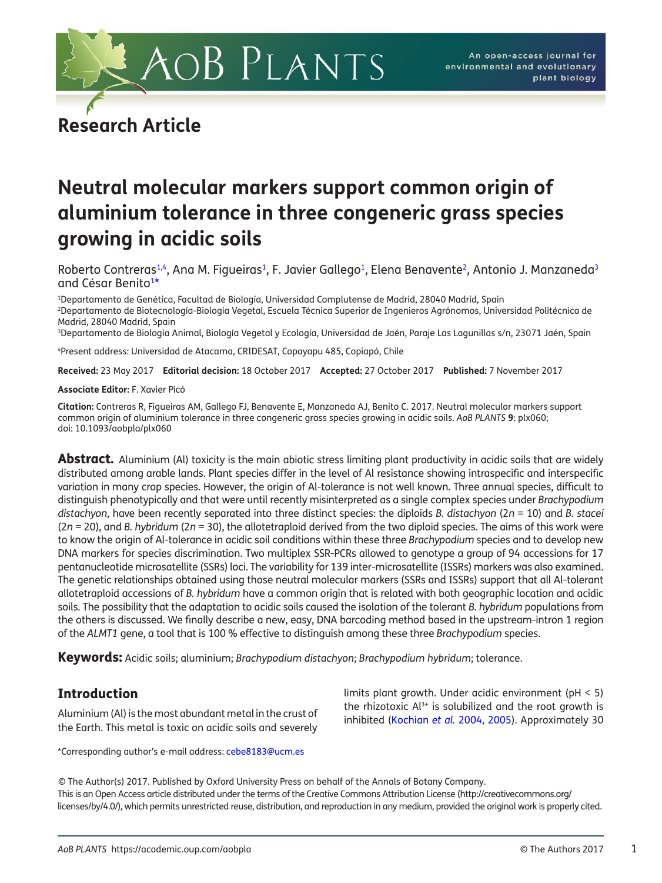Research Article

# Neutral molecular markers support common origin of aluminium tolerance in three congeneric grass species growing in acidic soils

Roberto Contreras[1,4], Ana M. Figueiras[1], F. Javier Gallego[1], Elena Benavente[2], Antonio J. Manzaneda[3] and César Benito[1*]

[1]Departamento de Genética, Facultad de Biología, Universidad Complutense de Madrid, 28040 Madrid, Spain
[2]Departamento de Biotecnología-Biología Vegetal, Escuela Técnica Superior de Ingenieros Agrónomos, Universidad Politécnica de Madrid, 28040 Madrid, Spain
[3]Departamento de Biología Animal, Biología Vegetal y Ecología, Universidad de Jaén, Paraje Las Lagunillas s/n, 23071 Jaén, Spain

[4]Present address: Universidad de Atacama, CRIDESAT, Copayapu 485, Copiapó, Chile

**Received:** 23 May 2017 **Editorial decision:** 18 October 2017 **Accepted:** 27 October 2017 **Published:** 7 November 2017

**Associate Editor:** F. Xavier Picó

**Citation:** Contreras R, Figueiras AM, Gallego FJ, Benavente E, Manzaneda AJ, Benito C. 2017. Neutral molecular markers support common origin of aluminium tolerance in three congeneric grass species growing in acidic soils. *AoB PLANTS* **9**: plx060; doi: 10.1093/aobpla/plx060

**Abstract.** Aluminium (Al) toxicity is the main abiotic stress limiting plant productivity in acidic soils that are widely distributed among arable lands. Plant species differ in the level of Al resistance showing intraspecific and interspecific variation in many crop species. However, the origin of Al-tolerance is not well known. Three annual species, difficult to distinguish phenotypically and that were until recently misinterpreted as a single complex species under *Brachypodium distachyon*, have been recently separated into three distinct species: the diploids *B. distachyon* ($2n = 10$) and *B. stacei* ($2n = 20$), and *B. hybridum* ($2n = 30$), the allotetraploid derived from the two diploid species. The aims of this work were to know the origin of Al-tolerance in acidic soil conditions within these three *Brachypodium* species and to develop new DNA markers for species discrimination. Two multiplex SSR-PCRs allowed to genotype a group of 94 accessions for 17 pentanucleotide microsatellite (SSRs) loci. The variability for 139 inter-microsatellite (ISSRs) markers was also examined. The genetic relationships obtained using those neutral molecular markers (SSRs and ISSRs) support that all Al-tolerant allotetraploid accessions of *B. hybridum* have a common origin that is related with both geographic location and acidic soils. The possibility that the adaptation to acidic soils caused the isolation of the tolerant *B. hybridum* populations from the others is discussed. We finally describe a new, easy, DNA barcoding method based in the upstream-intron 1 region of the *ALMT1* gene, a tool that is 100 % effective to distinguish among these three *Brachypodium* species.

**Keywords:** Acidic soils; aluminium; *Brachypodium distachyon*; *Brachypodium hybridum*; tolerance.

## Introduction

Aluminium (Al) is the most abundant metal in the crust of the Earth. This metal is toxic on acidic soils and severely limits plant growth. Under acidic environment (pH < 5) the rhizotoxic $Al^{3+}$ is solubilized and the root growth is inhibited (Kochian *et al.* 2004, 2005). Approximately 30

*Corresponding author's e-mail address: cebe8183@ucm.es

© The Author(s) 2017. Published by Oxford University Press on behalf of the Annals of Botany Company.
This is an Open Access article distributed under the terms of the Creative Commons Attribution License (http://creativecommons.org/licenses/by/4.0/), which permits unrestricted reuse, distribution, and reproduction in any medium, provided the original work is properly cited.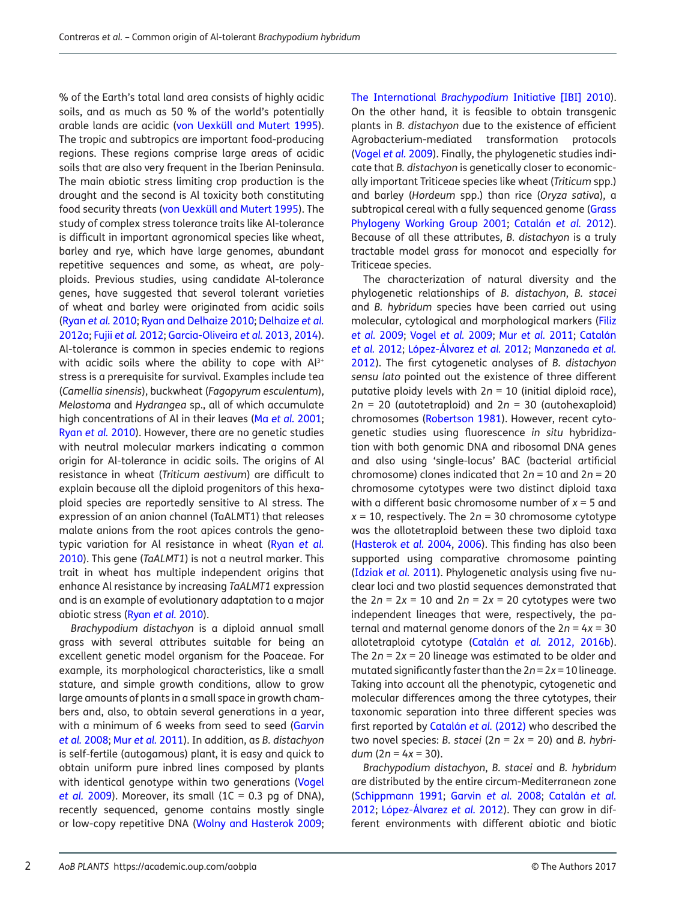% of the Earth's total land area consists of highly acidic soils, and as much as 50 % of the world's potentially arable lands are acidic (von Uexküll and Mutert 1995). The tropic and subtropics are important food-producing regions. These regions comprise large areas of acidic soils that are also very frequent in the Iberian Peninsula. The main abiotic stress limiting crop production is the drought and the second is Al toxicity both constituting food security threats (von Uexküll and Mutert 1995). The study of complex stress tolerance traits like Al-tolerance is difficult in important agronomical species like wheat, barley and rye, which have large genomes, abundant repetitive sequences and some, as wheat, are polyploids. Previous studies, using candidate Al-tolerance genes, have suggested that several tolerant varieties of wheat and barley were originated from acidic soils (Ryan *et al.* 2010; Ryan and Delhaize 2010; Delhaize *et al.* 2012a; Fujii *et al.* 2012; Garcia-Oliveira *et al.* 2013, 2014). Al-tolerance is common in species endemic to regions with acidic soils where the ability to cope with $Al^{3+}$ stress is a prerequisite for survival. Examples include tea (*Camellia sinensis*), buckwheat (*Fagopyrum esculentum*), *Melostoma* and *Hydrangea* sp., all of which accumulate high concentrations of Al in their leaves (Ma *et al.* 2001; Ryan *et al.* 2010). However, there are no genetic studies with neutral molecular markers indicating a common origin for Al-tolerance in acidic soils. The origins of Al resistance in wheat (*Triticum aestivum*) are difficult to explain because all the diploid progenitors of this hexaploid species are reportedly sensitive to Al stress. The expression of an anion channel (TaALMT1) that releases malate anions from the root apices controls the genotypic variation for Al resistance in wheat (Ryan *et al.* 2010). This gene (*TaALMT1*) is not a neutral marker. This trait in wheat has multiple independent origins that enhance Al resistance by increasing *TaALMT1* expression and is an example of evolutionary adaptation to a major abiotic stress (Ryan *et al.* 2010).

*Brachypodium distachyon* is a diploid annual small grass with several attributes suitable for being an excellent genetic model organism for the Poaceae. For example, its morphological characteristics, like a small stature, and simple growth conditions, allow to grow large amounts of plants in a small space in growth chambers and, also, to obtain several generations in a year, with a minimum of 6 weeks from seed to seed (Garvin *et al.* 2008; Mur *et al.* 2011). In addition, as *B. distachyon* is self-fertile (autogamous) plant, it is easy and quick to obtain uniform pure inbred lines composed by plants with identical genotype within two generations (Vogel *et al.* 2009). Moreover, its small (1C = 0.3 pg of DNA), recently sequenced, genome contains mostly single or low-copy repetitive DNA (Wolny and Hasterok 2009; The International *Brachypodium* Initiative [IBI] 2010). On the other hand, it is feasible to obtain transgenic plants in *B. distachyon* due to the existence of efficient Agrobacterium-mediated transformation protocols (Vogel *et al.* 2009). Finally, the phylogenetic studies indicate that *B. distachyon* is genetically closer to economically important Triticeae species like wheat (*Triticum* spp.) and barley (*Hordeum* spp.) than rice (*Oryza sativa*), a subtropical cereal with a fully sequenced genome (Grass Phylogeny Working Group 2001; Catalán *et al.* 2012). Because of all these attributes, *B. distachyon* is a truly tractable model grass for monocot and especially for Triticeae species.

The characterization of natural diversity and the phylogenetic relationships of *B. distachyon*, *B. stacei* and *B. hybridum* species have been carried out using molecular, cytological and morphological markers (Filiz *et al.* 2009; Vogel *et al.* 2009; Mur *et al.* 2011; Catalán *et al.* 2012; López-Álvarez *et al.* 2012; Manzaneda *et al.* 2012). The first cytogenetic analyses of *B. distachyon sensu lato* pointed out the existence of three different putative ploidy levels with $2n = 10$ (initial diploid race), $2n = 20$ (autotetraploid) and $2n = 30$ (autohexaploid) chromosomes (Robertson 1981). However, recent cytogenetic studies using fluorescence *in situ* hybridization with both genomic DNA and ribosomal DNA genes and also using 'single-locus' BAC (bacterial artificial chromosome) clones indicated that $2n = 10$ and $2n = 20$ chromosome cytotypes were two distinct diploid taxa with a different basic chromosome number of $x = 5$ and $x = 10$, respectively. The $2n = 30$ chromosome cytotype was the allotetraploid between these two diploid taxa (Hasterok *et al.* 2004, 2006). This finding has also been supported using comparative chromosome painting (Idziak *et al.* 2011). Phylogenetic analysis using five nuclear loci and two plastid sequences demonstrated that the $2n = 2x = 10$ and $2n = 2x = 20$ cytotypes were two independent lineages that were, respectively, the paternal and maternal genome donors of the $2n = 4x = 30$ allotetraploid cytotype (Catalán *et al.* 2012, 2016b). The $2n = 2x = 20$ lineage was estimated to be older and mutated significantly faster than the $2n = 2x = 10$ lineage. Taking into account all the phenotypic, cytogenetic and molecular differences among the three cytotypes, their taxonomic separation into three different species was first reported by Catalán *et al.* (2012) who described the two novel species: *B. stacei* ($2n = 2x = 20$) and *B. hybridum* ($2n = 4x = 30$).

*Brachypodium distachyon*, *B. stacei* and *B. hybridum* are distributed by the entire circum-Mediterranean zone (Schippmann 1991; Garvin *et al.* 2008; Catalán *et al.* 2012; López-Álvarez *et al.* 2012). They can grow in different environments with different abiotic and biotic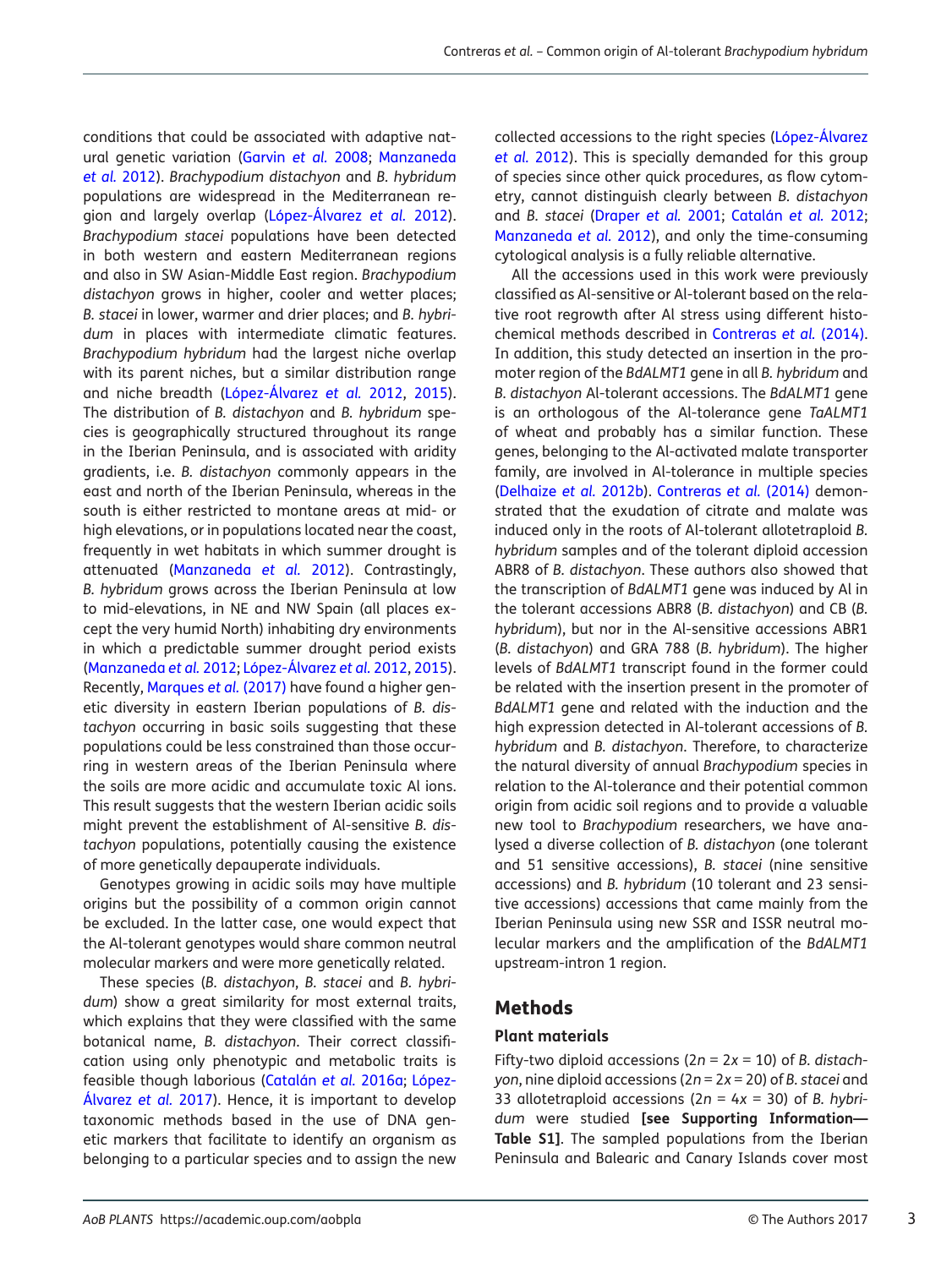conditions that could be associated with adaptive natural genetic variation (Garvin *et al.* 2008; Manzaneda *et al.* 2012). *Brachypodium distachyon* and *B. hybridum* populations are widespread in the Mediterranean region and largely overlap (López-Álvarez *et al.* 2012). *Brachypodium stacei* populations have been detected in both western and eastern Mediterranean regions and also in SW Asian-Middle East region. *Brachypodium distachyon* grows in higher, cooler and wetter places; *B. stacei* in lower, warmer and drier places; and *B. hybridum* in places with intermediate climatic features. *Brachypodium hybridum* had the largest niche overlap with its parent niches, but a similar distribution range and niche breadth (López-Álvarez *et al.* 2012, 2015). The distribution of *B. distachyon* and *B. hybridum* species is geographically structured throughout its range in the Iberian Peninsula, and is associated with aridity gradients, i.e. *B. distachyon* commonly appears in the east and north of the Iberian Peninsula, whereas in the south is either restricted to montane areas at mid- or high elevations, or in populations located near the coast, frequently in wet habitats in which summer drought is attenuated (Manzaneda *et al.* 2012). Contrastingly, *B. hybridum* grows across the Iberian Peninsula at low to mid-elevations, in NE and NW Spain (all places except the very humid North) inhabiting dry environments in which a predictable summer drought period exists (Manzaneda *et al.* 2012; López-Álvarez *et al.* 2012, 2015). Recently, Marques *et al.* (2017) have found a higher genetic diversity in eastern Iberian populations of *B. distachyon* occurring in basic soils suggesting that these populations could be less constrained than those occurring in western areas of the Iberian Peninsula where the soils are more acidic and accumulate toxic Al ions. This result suggests that the western Iberian acidic soils might prevent the establishment of Al-sensitive *B. distachyon* populations, potentially causing the existence of more genetically depauperate individuals.

Genotypes growing in acidic soils may have multiple origins but the possibility of a common origin cannot be excluded. In the latter case, one would expect that the Al-tolerant genotypes would share common neutral molecular markers and were more genetically related.

These species (*B. distachyon*, *B. stacei* and *B. hybridum*) show a great similarity for most external traits, which explains that they were classified with the same botanical name, *B. distachyon*. Their correct classification using only phenotypic and metabolic traits is feasible though laborious (Catalán *et al.* 2016a; López-Álvarez *et al.* 2017). Hence, it is important to develop taxonomic methods based in the use of DNA genetic markers that facilitate to identify an organism as belonging to a particular species and to assign the new collected accessions to the right species (López-Álvarez *et al.* 2012). This is specially demanded for this group of species since other quick procedures, as flow cytometry, cannot distinguish clearly between *B. distachyon* and *B. stacei* (Draper *et al.* 2001; Catalán *et al.* 2012; Manzaneda *et al.* 2012), and only the time-consuming cytological analysis is a fully reliable alternative.

All the accessions used in this work were previously classified as Al-sensitive or Al-tolerant based on the relative root regrowth after Al stress using different histochemical methods described in Contreras *et al.* (2014). In addition, this study detected an insertion in the promoter region of the *BdALMT1* gene in all *B. hybridum* and *B. distachyon* Al-tolerant accessions. The *BdALMT1* gene is an orthologous of the Al-tolerance gene *TaALMT1* of wheat and probably has a similar function. These genes, belonging to the Al-activated malate transporter family, are involved in Al-tolerance in multiple species (Delhaize *et al.* 2012b). Contreras *et al.* (2014) demonstrated that the exudation of citrate and malate was induced only in the roots of Al-tolerant allotetraploid *B. hybridum* samples and of the tolerant diploid accession ABR8 of *B. distachyon*. These authors also showed that the transcription of *BdALMT1* gene was induced by Al in the tolerant accessions ABR8 (*B. distachyon*) and CB (*B. hybridum*), but nor in the Al-sensitive accessions ABR1 (*B. distachyon*) and GRA 788 (*B. hybridum*). The higher levels of *BdALMT1* transcript found in the former could be related with the insertion present in the promoter of *BdALMT1* gene and related with the induction and the high expression detected in Al-tolerant accessions of *B. hybridum* and *B. distachyon*. Therefore, to characterize the natural diversity of annual *Brachypodium* species in relation to the Al-tolerance and their potential common origin from acidic soil regions and to provide a valuable new tool to *Brachypodium* researchers, we have analysed a diverse collection of *B. distachyon* (one tolerant and 51 sensitive accessions), *B. stacei* (nine sensitive accessions) and *B. hybridum* (10 tolerant and 23 sensitive accessions) accessions that came mainly from the Iberian Peninsula using new SSR and ISSR neutral molecular markers and the amplification of the *BdALMT1* upstream-intron 1 region.

## Methods

### Plant materials

Fifty-two diploid accessions ($2n = 2x = 10$) of *B. distachyon*, nine diploid accessions ($2n = 2x = 20$) of *B. stacei* and 33 allotetraploid accessions ($2n = 4x = 30$) of *B. hybridum* were studied **[see Supporting Information—Table S1]**. The sampled populations from the Iberian Peninsula and Balearic and Canary Islands cover most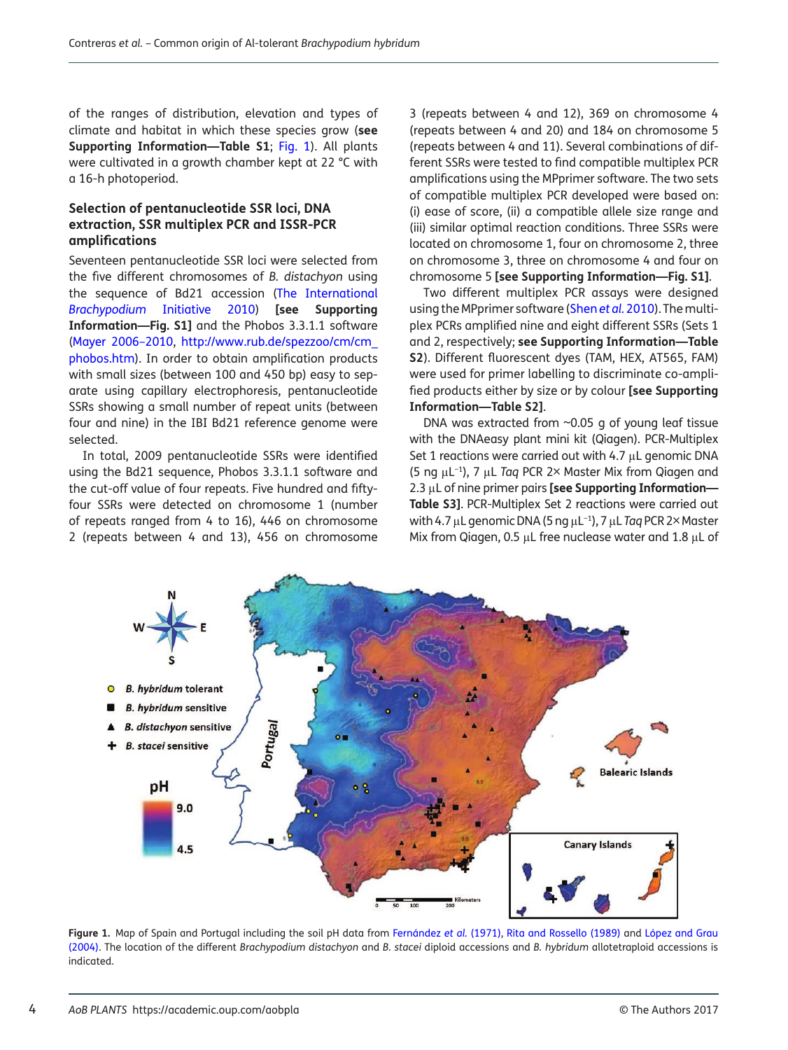of the ranges of distribution, elevation and types of climate and habitat in which these species grow (**see Supporting Information—Table S1**; Fig. 1). All plants were cultivated in a growth chamber kept at 22 °C with a 16-h photoperiod.

### Selection of pentanucleotide SSR loci, DNA extraction, SSR multiplex PCR and ISSR-PCR amplifications

Seventeen pentanucleotide SSR loci were selected from the five different chromosomes of *B. distachyon* using the sequence of Bd21 accession (The International *Brachypodium* Initiative 2010) **[see Supporting Information—Fig. S1]** and the Phobos 3.3.1.1 software (Mayer 2006–2010, http://www.rub.de/spezzoo/cm/cm_phobos.htm). In order to obtain amplification products with small sizes (between 100 and 450 bp) easy to separate using capillary electrophoresis, pentanucleotide SSRs showing a small number of repeat units (between four and nine) in the IBI Bd21 reference genome were selected.

In total, 2009 pentanucleotide SSRs were identified using the Bd21 sequence, Phobos 3.3.1.1 software and the cut-off value of four repeats. Five hundred and fifty-four SSRs were detected on chromosome 1 (number of repeats ranged from 4 to 16), 446 on chromosome 2 (repeats between 4 and 13), 456 on chromosome 3 (repeats between 4 and 12), 369 on chromosome 4 (repeats between 4 and 20) and 184 on chromosome 5 (repeats between 4 and 11). Several combinations of different SSRs were tested to find compatible multiplex PCR amplifications using the MPprimer software. The two sets of compatible multiplex PCR developed were based on: (i) ease of score, (ii) a compatible allele size range and (iii) similar optimal reaction conditions. Three SSRs were located on chromosome 1, four on chromosome 2, three on chromosome 3, three on chromosome 4 and four on chromosome 5 **[see Supporting Information—Fig. S1]**.

Two different multiplex PCR assays were designed using the MPprimer software (Shen *et al.* 2010). The multiplex PCRs amplified nine and eight different SSRs (Sets 1 and 2, respectively; **see Supporting Information—Table S2**). Different fluorescent dyes (TAM, HEX, AT565, FAM) were used for primer labelling to discriminate co-amplified products either by size or by colour **[see Supporting Information—Table S2]**.

DNA was extracted from ~0.05 g of young leaf tissue with the DNAeasy plant mini kit (Qiagen). PCR-Multiplex Set 1 reactions were carried out with 4.7 μL genomic DNA (5 ng μL$^{-1}$), 7 μL *Taq* PCR 2× Master Mix from Qiagen and 2.3 μL of nine primer pairs **[see Supporting Information—Table S3]**. PCR-Multiplex Set 2 reactions were carried out with 4.7 μL genomic DNA (5 ng μL$^{-1}$), 7 μL *Taq* PCR 2× Master Mix from Qiagen, 0.5 μL free nuclease water and 1.8 μL of

**Figure 1.** Map of Spain and Portugal including the soil pH data from Fernández *et al.* (1971), Rita and Rossello (1989) and López and Grau (2004). The location of the different *Brachypodium distachyon* and *B. stacei* diploid accessions and *B. hybridum* allotetraploid accessions is indicated.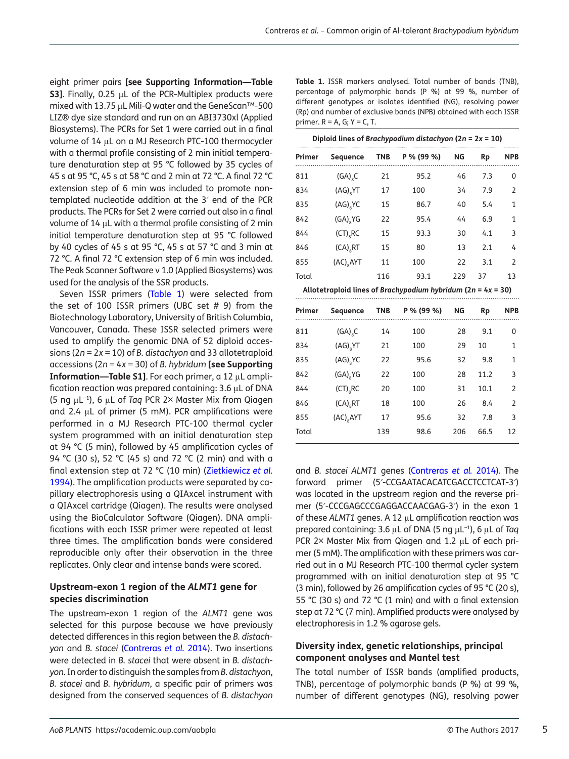eight primer pairs **[see Supporting Information—Table S3]**. Finally, 0.25 µL of the PCR-Multiplex products were mixed with 13.75 µL Mili-Q water and the GeneScan™-500 LIZ® dye size standard and run on an ABI3730xl (Applied Biosystems). The PCRs for Set 1 were carried out in a final volume of 14 µL on a MJ Research PTC-100 thermocycler with a thermal profile consisting of 2 min initial temperature denaturation step at 95 °C followed by 35 cycles of 45 s at 95 °C, 45 s at 58 °C and 2 min at 72 °C. A final 72 °C extension step of 6 min was included to promote non-templated nucleotide addition at the 3′ end of the PCR products. The PCRs for Set 2 were carried out also in a final volume of 14 µL with a thermal profile consisting of 2 min initial temperature denaturation step at 95 °C followed by 40 cycles of 45 s at 95 °C, 45 s at 57 °C and 3 min at 72 °C. A final 72 °C extension step of 6 min was included. The Peak Scanner Software v 1.0 (Applied Biosystems) was used for the analysis of the SSR products.

Seven ISSR primers (Table 1) were selected from the set of 100 ISSR primers (UBC set # 9) from the Biotechnology Laboratory, University of British Columbia, Vancouver, Canada. These ISSR selected primers were used to amplify the genomic DNA of 52 diploid accessions ($2n = 2x = 10$) of *B. distachyon* and 33 allotetraploid accessions ($2n = 4x = 30$) of *B. hybridum* **[see Supporting Information—Table S1]**. For each primer, a 12 µL amplification reaction was prepared containing: 3.6 µL of DNA (5 ng µL$^{-1}$), 6 µL of *Taq* PCR 2× Master Mix from Qiagen and 2.4 µL of primer (5 mM). PCR amplifications were performed in a MJ Research PTC-100 thermal cycler system programmed with an initial denaturation step at 94 °C (5 min), followed by 45 amplification cycles of 94 °C (30 s), 52 °C (45 s) and 72 °C (2 min) and with a final extension step at 72 °C (10 min) (Zietkiewicz *et al.* 1994). The amplification products were separated by capillary electrophoresis using a QIAxcel instrument with a QIAxcel cartridge (Qiagen). The results were analysed using the BioCalculator Software (Qiagen). DNA amplifications with each ISSR primer were repeated at least three times. The amplification bands were considered reproducible only after their observation in the three replicates. Only clear and intense bands were scored.

**Table 1.** ISSR markers analysed. Total number of bands (TNB), percentage of polymorphic bands (P %) at 99 %, number of different genotypes or isolates identified (NG), resolving power (Rp) and number of exclusive bands (NPB) obtained with each ISSR primer. R = A, G; Y = C, T.

| Primer | Sequence | TNB | P % (99 %) | NG | Rp | NPB |
|---|---|---|---|---|---|---|
| **Diploid lines of *Brachypodium distachyon* ($2n = 2x = 10$)** | | | | | | |
| 811 | $(GA)_8C$ | 21 | 95.2 | 46 | 7.3 | 0 |
| 834 | $(AG)_8YT$ | 17 | 100 | 34 | 7.9 | 2 |
| 835 | $(AG)_8YC$ | 15 | 86.7 | 40 | 5.4 | 1 |
| 842 | $(GA)_8YG$ | 22 | 95.4 | 44 | 6.9 | 1 |
| 844 | $(CT)_8RC$ | 15 | 93.3 | 30 | 4.1 | 3 |
| 846 | $(CA)_8RT$ | 15 | 80 | 13 | 2.1 | 4 |
| 855 | $(AC)_8AYT$ | 11 | 100 | 22 | 3.1 | 2 |
| Total | | 116 | 93.1 | 229 | 37 | 13 |
| **Allotetraploid lines of *Brachypodium hybridum* ($2n = 4x = 30$)** | | | | | | |
| 811 | $(GA)_8C$ | 14 | 100 | 28 | 9.1 | 0 |
| 834 | $(AG)_8YT$ | 21 | 100 | 29 | 10 | 1 |
| 835 | $(AG)_8YC$ | 22 | 95.6 | 32 | 9.8 | 1 |
| 842 | $(GA)_8YG$ | 22 | 100 | 28 | 11.2 | 3 |
| 844 | $(CT)_8RC$ | 20 | 100 | 31 | 10.1 | 2 |
| 846 | $(CA)_8RT$ | 18 | 100 | 26 | 8.4 | 2 |
| 855 | $(AC)_8AYT$ | 17 | 95.6 | 32 | 7.8 | 3 |
| Total | | 139 | 98.6 | 206 | 66.5 | 12 |

### Upstream-exon 1 region of the *ALMT1* gene for species discrimination

The upstream-exon 1 region of the *ALMT1* gene was selected for this purpose because we have previously detected differences in this region between the *B. distachyon* and *B. stacei* (Contreras *et al.* 2014). Two insertions were detected in *B. stacei* that were absent in *B. distachyon*. In order to distinguish the samples from *B. distachyon*, *B. stacei* and *B. hybridum*, a specific pair of primers was designed from the conserved sequences of *B. distachyon* and *B. stacei ALMT1* genes (Contreras *et al.* 2014). The forward primer (5′-CCGAATACACATCGACCTCCTCAT-3′) was located in the upstream region and the reverse primer (5′-CCCGAGCCCGAGGACCAACGAG-3′) in the exon 1 of these *ALMT1* genes. A 12 µL amplification reaction was prepared containing: 3.6 µL of DNA (5 ng µL$^{-1}$), 6 µL of *Taq* PCR 2× Master Mix from Qiagen and 1.2 µL of each primer (5 mM). The amplification with these primers was carried out in a MJ Research PTC-100 thermal cycler system programmed with an initial denaturation step at 95 °C (3 min), followed by 26 amplification cycles of 95 °C (20 s), 55 °C (30 s) and 72 °C (1 min) and with a final extension step at 72 °C (7 min). Amplified products were analysed by electrophoresis in 1.2 % agarose gels.

### Diversity index, genetic relationships, principal component analyses and Mantel test

The total number of ISSR bands (amplified products, TNB), percentage of polymorphic bands (P %) at 99 %, number of different genotypes (NG), resolving power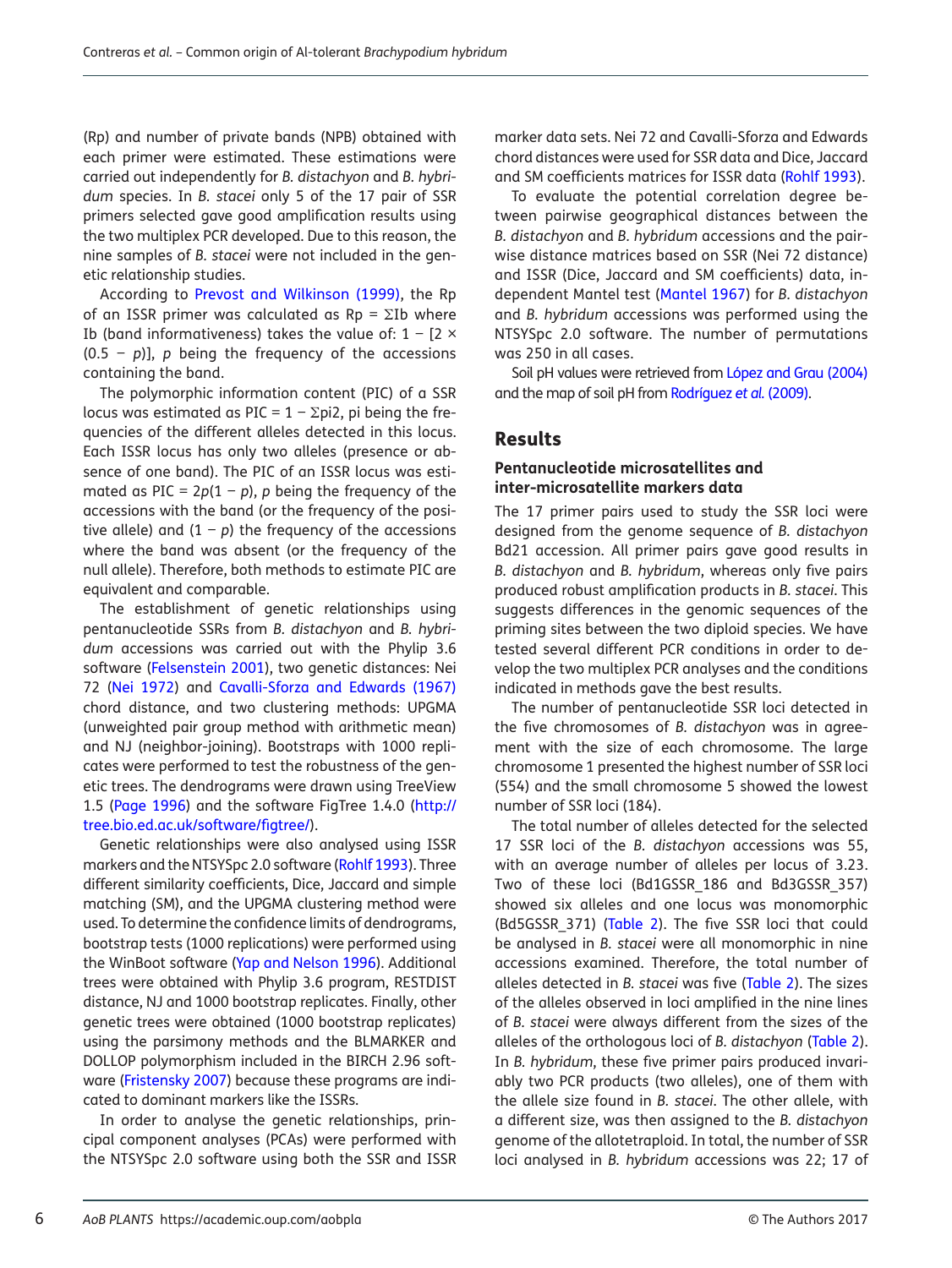(Rp) and number of private bands (NPB) obtained with each primer were estimated. These estimations were carried out independently for *B. distachyon* and *B. hybridum* species. In *B. stacei* only 5 of the 17 pair of SSR primers selected gave good amplification results using the two multiplex PCR developed. Due to this reason, the nine samples of *B. stacei* were not included in the genetic relationship studies.

According to Prevost and Wilkinson (1999), the Rp of an ISSR primer was calculated as $Rp = \Sigma Ib$ where Ib (band informativeness) takes the value of: $1 - [2 \times (0.5 - p)]$, $p$ being the frequency of the accessions containing the band.

The polymorphic information content (PIC) of a SSR locus was estimated as $PIC = 1 - \Sigma pi2$, pi being the frequencies of the different alleles detected in this locus. Each ISSR locus has only two alleles (presence or absence of one band). The PIC of an ISSR locus was estimated as $PIC = 2p(1 - p)$, $p$ being the frequency of the accessions with the band (or the frequency of the positive allele) and $(1 - p)$ the frequency of the accessions where the band was absent (or the frequency of the null allele). Therefore, both methods to estimate PIC are equivalent and comparable.

The establishment of genetic relationships using pentanucleotide SSRs from *B. distachyon* and *B. hybridum* accessions was carried out with the Phylip 3.6 software (Felsenstein 2001), two genetic distances: Nei 72 (Nei 1972) and Cavalli-Sforza and Edwards (1967) chord distance, and two clustering methods: UPGMA (unweighted pair group method with arithmetic mean) and NJ (neighbor-joining). Bootstraps with 1000 replicates were performed to test the robustness of the genetic trees. The dendrograms were drawn using TreeView 1.5 (Page 1996) and the software FigTree 1.4.0 (http://tree.bio.ed.ac.uk/software/figtree/).

Genetic relationships were also analysed using ISSR markers and the NTSYSpc 2.0 software (Rohlf 1993). Three different similarity coefficients, Dice, Jaccard and simple matching (SM), and the UPGMA clustering method were used. To determine the confidence limits of dendrograms, bootstrap tests (1000 replications) were performed using the WinBoot software (Yap and Nelson 1996). Additional trees were obtained with Phylip 3.6 program, RESTDIST distance, NJ and 1000 bootstrap replicates. Finally, other genetic trees were obtained (1000 bootstrap replicates) using the parsimony methods and the BLMARKER and DOLLOP polymorphism included in the BIRCH 2.96 software (Fristensky 2007) because these programs are indicated to dominant markers like the ISSRs.

In order to analyse the genetic relationships, principal component analyses (PCAs) were performed with the NTSYSpc 2.0 software using both the SSR and ISSR marker data sets. Nei 72 and Cavalli-Sforza and Edwards chord distances were used for SSR data and Dice, Jaccard and SM coefficients matrices for ISSR data (Rohlf 1993).

To evaluate the potential correlation degree between pairwise geographical distances between the *B. distachyon* and *B. hybridum* accessions and the pairwise distance matrices based on SSR (Nei 72 distance) and ISSR (Dice, Jaccard and SM coefficients) data, independent Mantel test (Mantel 1967) for *B. distachyon* and *B. hybridum* accessions was performed using the NTSYSpc 2.0 software. The number of permutations was 250 in all cases.

Soil pH values were retrieved from López and Grau (2004) and the map of soil pH from Rodríguez *et al.* (2009).

## Results

### Pentanucleotide microsatellites and inter-microsatellite markers data

The 17 primer pairs used to study the SSR loci were designed from the genome sequence of *B. distachyon* Bd21 accession. All primer pairs gave good results in *B. distachyon* and *B. hybridum*, whereas only five pairs produced robust amplification products in *B. stacei*. This suggests differences in the genomic sequences of the priming sites between the two diploid species. We have tested several different PCR conditions in order to develop the two multiplex PCR analyses and the conditions indicated in methods gave the best results.

The number of pentanucleotide SSR loci detected in the five chromosomes of *B. distachyon* was in agreement with the size of each chromosome. The large chromosome 1 presented the highest number of SSR loci (554) and the small chromosome 5 showed the lowest number of SSR loci (184).

The total number of alleles detected for the selected 17 SSR loci of the *B. distachyon* accessions was 55, with an average number of alleles per locus of 3.23. Two of these loci (Bd1GSSR_186 and Bd3GSSR_357) showed six alleles and one locus was monomorphic (Bd5GSSR_371) (Table 2). The five SSR loci that could be analysed in *B. stacei* were all monomorphic in nine accessions examined. Therefore, the total number of alleles detected in *B. stacei* was five (Table 2). The sizes of the alleles observed in loci amplified in the nine lines of *B. stacei* were always different from the sizes of the alleles of the orthologous loci of *B. distachyon* (Table 2). In *B. hybridum*, these five primer pairs produced invariably two PCR products (two alleles), one of them with the allele size found in *B. stacei*. The other allele, with a different size, was then assigned to the *B. distachyon* genome of the allotetraploid. In total, the number of SSR loci analysed in *B. hybridum* accessions was 22; 17 of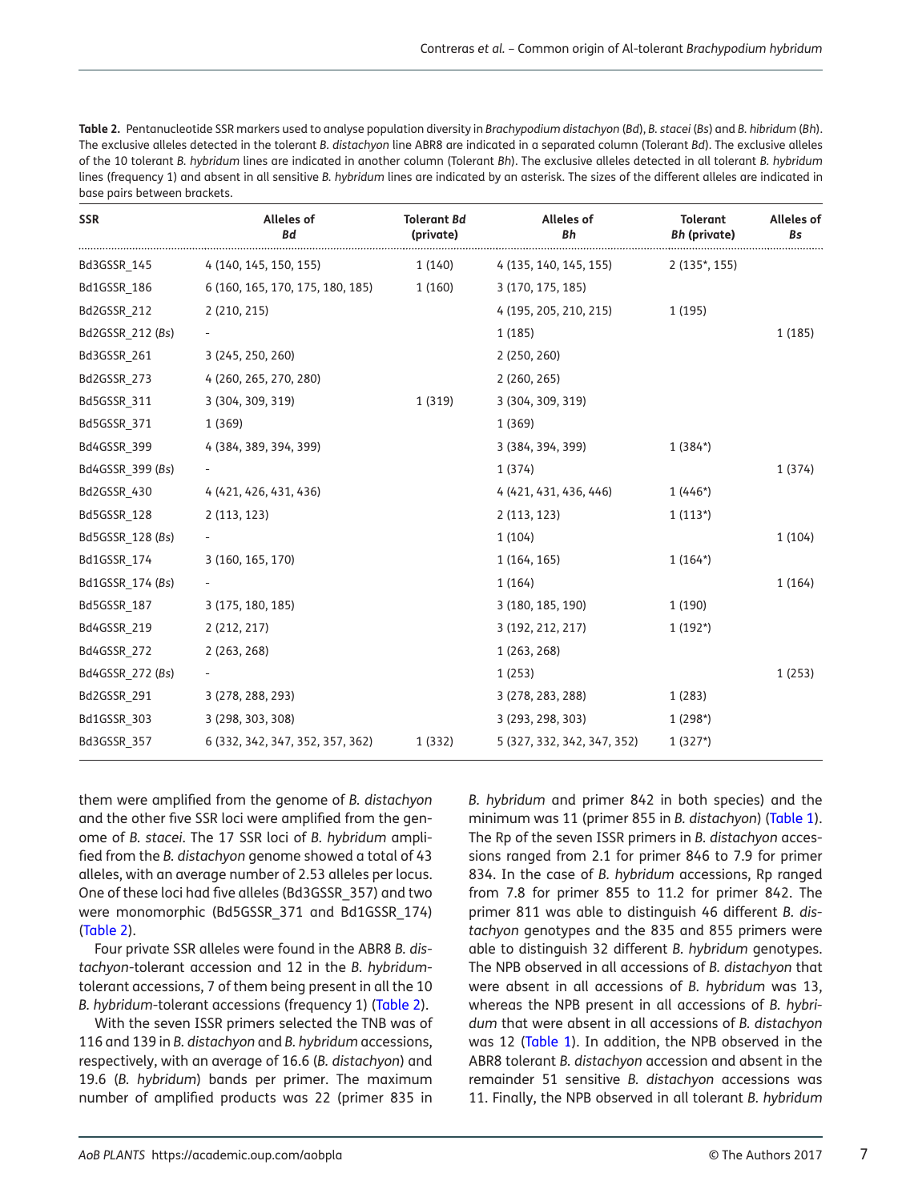**Table 2.** Pentanucleotide SSR markers used to analyse population diversity in *Brachypodium distachyon* (*Bd*), *B. stacei* (*Bs*) and *B. hibridum* (*Bh*). The exclusive alleles detected in the tolerant *B. distachyon* line ABR8 are indicated in a separated column (Tolerant *Bd*). The exclusive alleles of the 10 tolerant *B. hybridum* lines are indicated in another column (Tolerant *Bh*). The exclusive alleles detected in all tolerant *B. hybridum* lines (frequency 1) and absent in all sensitive *B. hybridum* lines are indicated by an asterisk. The sizes of the different alleles are indicated in base pairs between brackets.

| SSR | Alleles of *Bd* | Tolerant *Bd* (private) | Alleles of *Bh* | Tolerant *Bh* (private) | Alleles of *Bs* |
|---|---|---|---|---|---|
| Bd3GSSR_145 | 4 (140, 145, 150, 155) | 1 (140) | 4 (135, 140, 145, 155) | 2 (135*, 155) | |
| Bd1GSSR_186 | 6 (160, 165, 170, 175, 180, 185) | 1 (160) | 3 (170, 175, 185) | | |
| Bd2GSSR_212 | 2 (210, 215) | | 4 (195, 205, 210, 215) | 1 (195) | |
| Bd2GSSR_212 (*Bs*) | - | | 1 (185) | | 1 (185) |
| Bd3GSSR_261 | 3 (245, 250, 260) | | 2 (250, 260) | | |
| Bd2GSSR_273 | 4 (260, 265, 270, 280) | | 2 (260, 265) | | |
| Bd5GSSR_311 | 3 (304, 309, 319) | 1 (319) | 3 (304, 309, 319) | | |
| Bd5GSSR_371 | 1 (369) | | 1 (369) | | |
| Bd4GSSR_399 | 4 (384, 389, 394, 399) | | 3 (384, 394, 399) | 1 (384*) | |
| Bd4GSSR_399 (*Bs*) | - | | 1 (374) | | 1 (374) |
| Bd2GSSR_430 | 4 (421, 426, 431, 436) | | 4 (421, 431, 436, 446) | 1 (446*) | |
| Bd5GSSR_128 | 2 (113, 123) | | 2 (113, 123) | 1 (113*) | |
| Bd5GSSR_128 (*Bs*) | - | | 1 (104) | | 1 (104) |
| Bd1GSSR_174 | 3 (160, 165, 170) | | 1 (164, 165) | 1 (164*) | |
| Bd1GSSR_174 (*Bs*) | - | | 1 (164) | | 1 (164) |
| Bd5GSSR_187 | 3 (175, 180, 185) | | 3 (180, 185, 190) | 1 (190) | |
| Bd4GSSR_219 | 2 (212, 217) | | 3 (192, 212, 217) | 1 (192*) | |
| Bd4GSSR_272 | 2 (263, 268) | | 1 (263, 268) | | |
| Bd4GSSR_272 (*Bs*) | - | | 1 (253) | | 1 (253) |
| Bd2GSSR_291 | 3 (278, 288, 293) | | 3 (278, 283, 288) | 1 (283) | |
| Bd1GSSR_303 | 3 (298, 303, 308) | | 3 (293, 298, 303) | 1 (298*) | |
| Bd3GSSR_357 | 6 (332, 342, 347, 352, 357, 362) | 1 (332) | 5 (327, 332, 342, 347, 352) | 1 (327*) | |

them were amplified from the genome of *B. distachyon* and the other five SSR loci were amplified from the genome of *B. stacei*. The 17 SSR loci of *B. hybridum* amplified from the *B. distachyon* genome showed a total of 43 alleles, with an average number of 2.53 alleles per locus. One of these loci had five alleles (Bd3GSSR_357) and two were monomorphic (Bd5GSSR_371 and Bd1GSSR_174) (Table 2).

Four private SSR alleles were found in the ABR8 *B. distachyon*-tolerant accession and 12 in the *B. hybridum*-tolerant accessions, 7 of them being present in all the 10 *B. hybridum*-tolerant accessions (frequency 1) (Table 2).

With the seven ISSR primers selected the TNB was of 116 and 139 in *B. distachyon* and *B. hybridum* accessions, respectively, with an average of 16.6 (*B. distachyon*) and 19.6 (*B. hybridum*) bands per primer. The maximum number of amplified products was 22 (primer 835 in *B. hybridum* and primer 842 in both species) and the minimum was 11 (primer 855 in *B. distachyon*) (Table 1). The Rp of the seven ISSR primers in *B. distachyon* accessions ranged from 2.1 for primer 846 to 7.9 for primer 834. In the case of *B. hybridum* accessions, Rp ranged from 7.8 for primer 855 to 11.2 for primer 842. The primer 811 was able to distinguish 46 different *B. distachyon* genotypes and the 835 and 855 primers were able to distinguish 32 different *B. hybridum* genotypes. The NPB observed in all accessions of *B. distachyon* that were absent in all accessions of *B. hybridum* was 13, whereas the NPB present in all accessions of *B. hybridum* that were absent in all accessions of *B. distachyon* was 12 (Table 1). In addition, the NPB observed in the ABR8 tolerant *B. distachyon* accession and absent in the remainder 51 sensitive *B. distachyon* accessions was 11. Finally, the NPB observed in all tolerant *B. hybridum*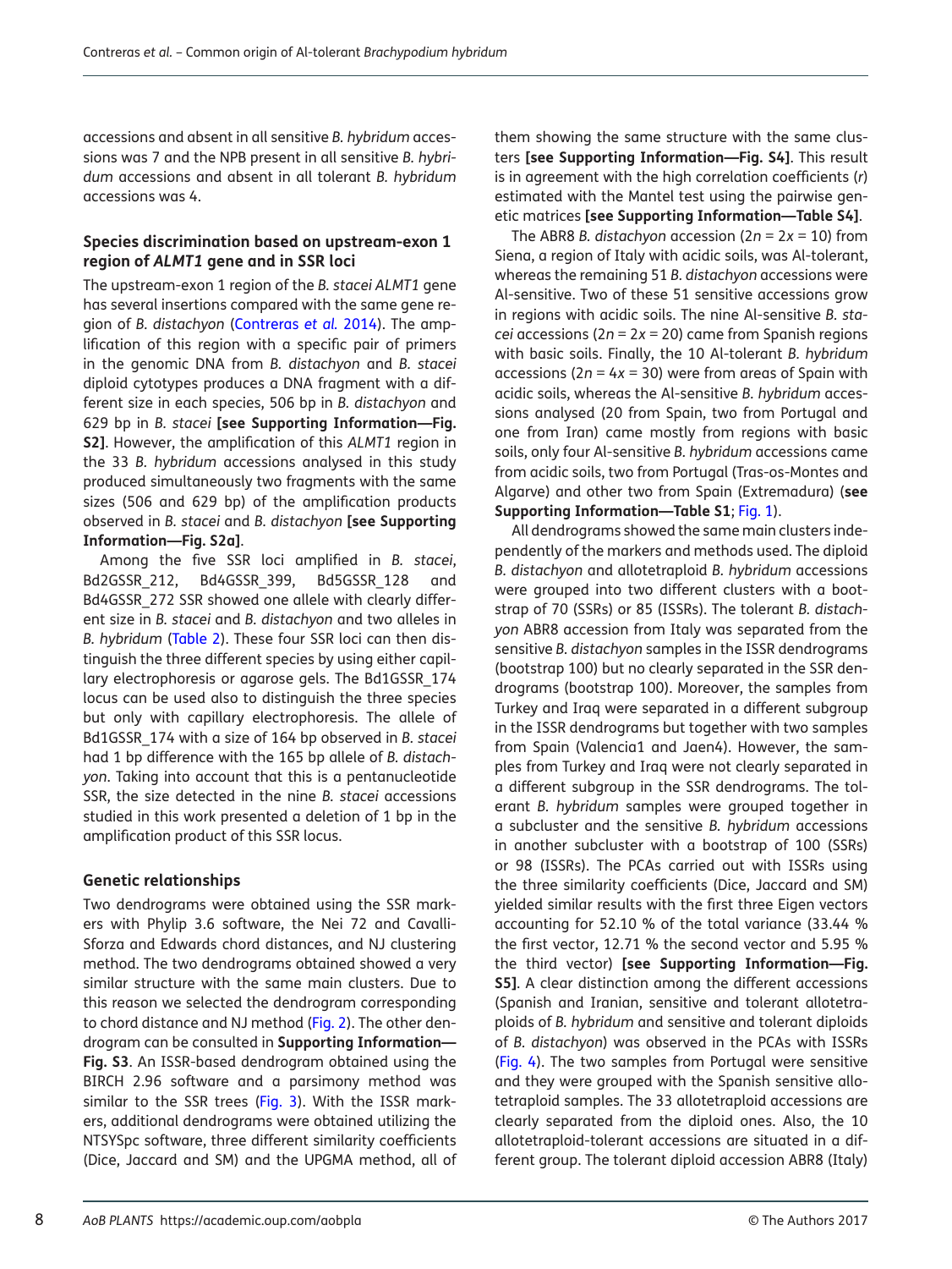accessions and absent in all sensitive *B. hybridum* accessions was 7 and the NPB present in all sensitive *B. hybridum* accessions and absent in all tolerant *B. hybridum* accessions was 4.

### Species discrimination based on upstream-exon 1 region of *ALMT1* gene and in SSR loci

The upstream-exon 1 region of the *B. stacei ALMT1* gene has several insertions compared with the same gene region of *B. distachyon* (Contreras *et al.* 2014). The amplification of this region with a specific pair of primers in the genomic DNA from *B. distachyon* and *B. stacei* diploid cytotypes produces a DNA fragment with a different size in each species, 506 bp in *B. distachyon* and 629 bp in *B. stacei* **[see Supporting Information—Fig. S2]**. However, the amplification of this *ALMT1* region in the 33 *B. hybridum* accessions analysed in this study produced simultaneously two fragments with the same sizes (506 and 629 bp) of the amplification products observed in *B. stacei* and *B. distachyon* **[see Supporting Information—Fig. S2a]**.

Among the five SSR loci amplified in *B. stacei*, Bd2GSSR_212, Bd4GSSR_399, Bd5GSSR_128 and Bd4GSSR_272 SSR showed one allele with clearly different size in *B. stacei* and *B. distachyon* and two alleles in *B. hybridum* (Table 2). These four SSR loci can then distinguish the three different species by using either capillary electrophoresis or agarose gels. The Bd1GSSR_174 locus can be used also to distinguish the three species but only with capillary electrophoresis. The allele of Bd1GSSR_174 with a size of 164 bp observed in *B. stacei* had 1 bp difference with the 165 bp allele of *B. distachyon*. Taking into account that this is a pentanucleotide SSR, the size detected in the nine *B. stacei* accessions studied in this work presented a deletion of 1 bp in the amplification product of this SSR locus.

### Genetic relationships

Two dendrograms were obtained using the SSR markers with Phylip 3.6 software, the Nei 72 and Cavalli-Sforza and Edwards chord distances, and NJ clustering method. The two dendrograms obtained showed a very similar structure with the same main clusters. Due to this reason we selected the dendrogram corresponding to the chord distance and NJ method (Fig. 2). The other dendrogram can be consulted in **Supporting Information—Fig. S3**. An ISSR-based dendrogram obtained using the BIRCH 2.96 software and a parsimony method was similar to the SSR trees (Fig. 3). With the ISSR markers, additional dendrograms were obtained utilizing the NTSYSpc software, three different similarity coefficients (Dice, Jaccard and SM) and the UPGMA method, all of them showing the same structure with the same clusters **[see Supporting Information—Fig. S4]**. This result is in agreement with the high correlation coefficients (*r*) estimated with the Mantel test using the pairwise genetic matrices **[see Supporting Information—Table S4]**.

The ABR8 *B. distachyon* accession ($2n = 2x = 10$) from Siena, a region of Italy with acidic soils, was Al-tolerant, whereas the remaining 51 *B. distachyon* accessions were Al-sensitive. Two of these 51 sensitive accessions grow in regions with acidic soils. The nine Al-sensitive *B. stacei* accessions ($2n = 2x = 20$) came from Spanish regions with basic soils. Finally, the 10 Al-tolerant *B. hybridum* accessions ($2n = 4x = 30$) were from areas of Spain with acidic soils, whereas the Al-sensitive *B. hybridum* accessions analysed (20 from Spain, two from Portugal and one from Iran) came mostly from regions with basic soils, only four Al-sensitive *B. hybridum* accessions came from acidic soils, two from Portugal (Tras-os-Montes and Algarve) and other two from Spain (Extremadura) (**see Supporting Information—Table S1**; Fig. 1).

All dendrograms showed the same main clusters independently of the markers and methods used. The diploid *B. distachyon* and allotetraploid *B. hybridum* accessions were grouped into two different clusters with a bootstrap of 70 (SSRs) or 85 (ISSRs). The tolerant *B. distachyon* ABR8 accession from Italy was separated from the sensitive *B. distachyon* samples in the ISSR dendrograms (bootstrap 100) but no clearly separated in the SSR dendrograms (bootstrap 100). Moreover, the samples from Turkey and Iraq were separated in a different subgroup in the ISSR dendrograms but together with two samples from Spain (Valencia1 and Jaen4). However, the samples from Turkey and Iraq were not clearly separated in a different subgroup in the SSR dendrograms. The tolerant *B. hybridum* samples were grouped together in a subcluster and the sensitive *B. hybridum* accessions in another subcluster with a bootstrap of 100 (SSRs) or 98 (ISSRs). The PCAs carried out with ISSRs using the three similarity coefficients (Dice, Jaccard and SM) yielded similar results with the first three Eigen vectors accounting for 52.10 % of the total variance (33.44 % the first vector, 12.71 % the second vector and 5.95 % the third vector) **[see Supporting Information—Fig. S5]**. A clear distinction among the different accessions (Spanish and Iranian, sensitive and tolerant allotetraploids of *B. hybridum* and sensitive and tolerant diploids of *B. distachyon*) was observed in the PCAs with ISSRs (Fig. 4). The two samples from Portugal were sensitive and they were grouped with the Spanish sensitive allotetraploid samples. The 33 allotetraploid accessions are clearly separated from the diploid ones. Also, the 10 allotetraploid-tolerant accessions are situated in a different group. The tolerant diploid accession ABR8 (Italy)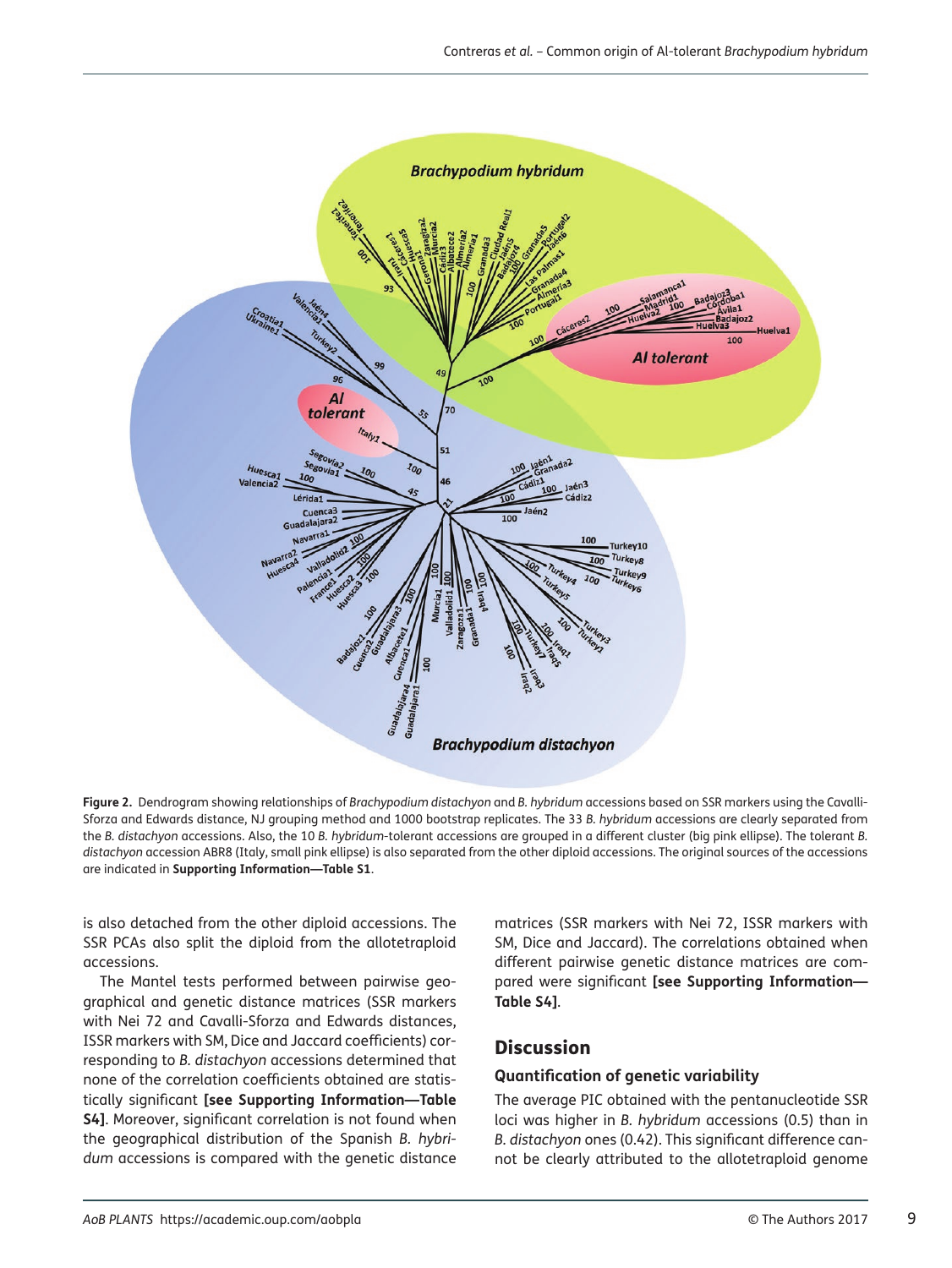**Figure 2.** Dendrogram showing relationships of *Brachypodium distachyon* and *B. hybridum* accessions based on SSR markers using the Cavalli-Sforza and Edwards distance, NJ grouping method and 1000 bootstrap replicates. The 33 *B. hybridum* accessions are clearly separated from the *B. distachyon* accessions. Also, the 10 *B. hybridum*-tolerant accessions are grouped in a different cluster (big pink ellipse). The tolerant *B. distachyon* accession ABR8 (Italy, small pink ellipse) is also separated from the other diploid accessions. The original sources of the accessions are indicated in **Supporting Information—Table S1**.

is also detached from the other diploid accessions. The SSR PCAs also split the diploid from the allotetraploid accessions.

The Mantel tests performed between pairwise geographical and genetic distance matrices (SSR markers with Nei 72 and Cavalli-Sforza and Edwards distances, ISSR markers with SM, Dice and Jaccard coefficients) corresponding to *B. distachyon* accessions determined that none of the correlation coefficients obtained are statistically significant **[see Supporting Information—Table S4]**. Moreover, significant correlation is not found when the geographical distribution of the Spanish *B. hybridum* accessions is compared with the genetic distance matrices (SSR markers with Nei 72, ISSR markers with SM, Dice and Jaccard). The correlations obtained when different pairwise genetic distance matrices are compared were significant **[see Supporting Information—Table S4]**.

## Discussion

### Quantification of genetic variability

The average PIC obtained with the pentanucleotide SSR loci was higher in *B. hybridum* accessions (0.5) than in *B. distachyon* ones (0.42). This significant difference cannot be clearly attributed to the allotetraploid genome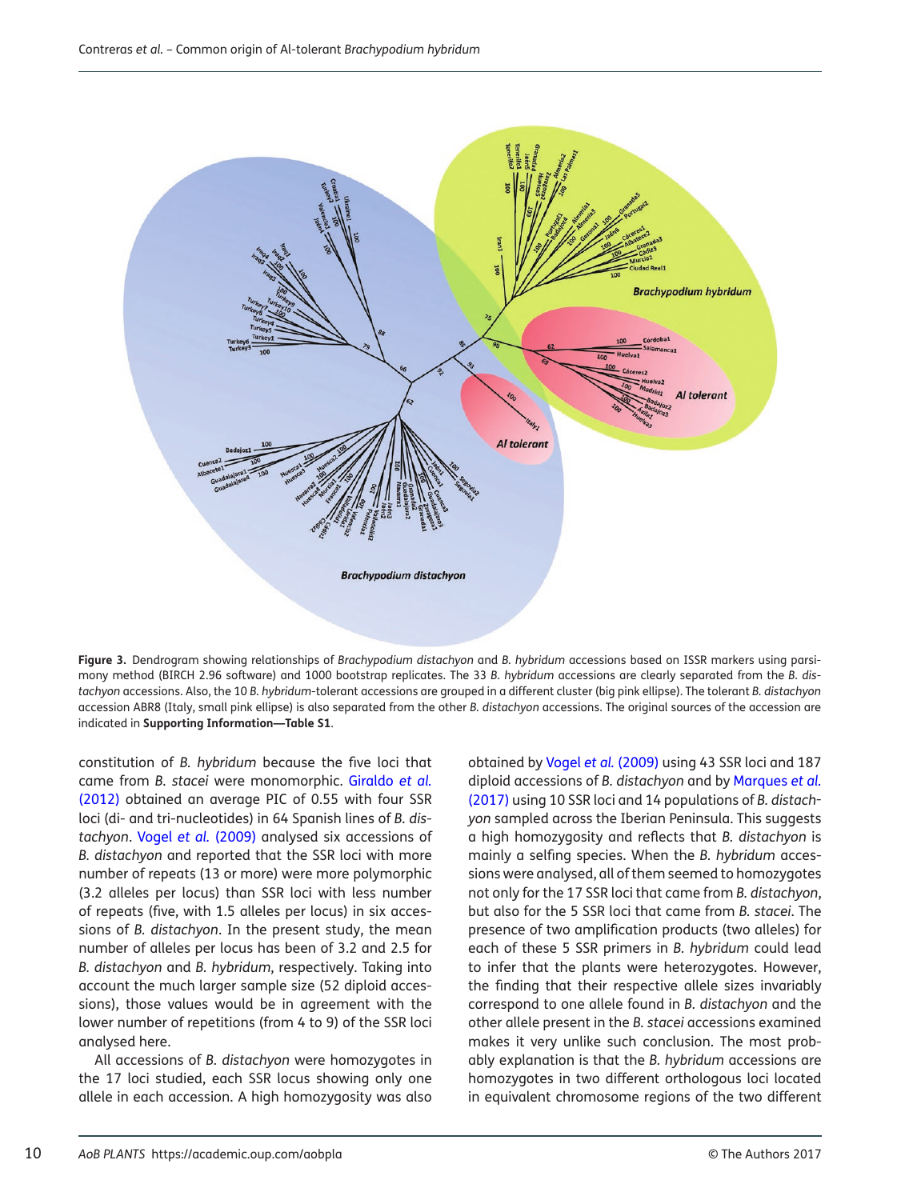**Figure 3.** Dendrogram showing relationships of *Brachypodium distachyon* and *B. hybridum* accessions based on ISSR markers using parsimony method (BIRCH 2.96 software) and 1000 bootstrap replicates. The 33 *B. hybridum* accessions are clearly separated from the *B. distachyon* accessions. Also, the 10 *B. hybridum*-tolerant accessions are grouped in a different cluster (big pink ellipse). The tolerant *B. distachyon* accession ABR8 (Italy, small pink ellipse) is also separated from the other *B. distachyon* accessions. The original sources of the accession are indicated in **Supporting Information—Table S1**.

constitution of *B. hybridum* because the five loci that came from *B. stacei* were monomorphic. Giraldo *et al.* (2012) obtained an average PIC of 0.55 with four SSR loci (di- and tri-nucleotides) in 64 Spanish lines of *B. distachyon*. Vogel *et al.* (2009) analysed six accessions of *B. distachyon* and reported that the SSR loci with more number of repeats (13 or more) were more polymorphic (3.2 alleles per locus) than SSR loci with less number of repeats (five, with 1.5 alleles per locus) in six accessions of *B. distachyon*. In the present study, the mean number of alleles per locus has been of 3.2 and 2.5 for *B. distachyon* and *B. hybridum*, respectively. Taking into account the much larger sample size (52 diploid accessions), those values would be in agreement with the lower number of repetitions (from 4 to 9) of the SSR loci analysed here.

All accessions of *B. distachyon* were homozygotes in the 17 loci studied, each SSR locus showing only one allele in each accession. A high homozygosity was also obtained by Vogel *et al.* (2009) using 43 SSR loci and 187 diploid accessions of *B. distachyon* and by Marques *et al.* (2017) using 10 SSR loci and 14 populations of *B. distachyon* sampled across the Iberian Peninsula. This suggests a high homozygosity and reflects that *B. distachyon* is mainly a selfing species. When the *B. hybridum* accessions were analysed, all of them seemed to homozygotes not only for the 17 SSR loci that came from *B. distachyon*, but also for the 5 SSR loci that came from *B. stacei*. The presence of two amplification products (two alleles) for each of these 5 SSR primers in *B. hybridum* could lead to infer that the plants were heterozygotes. However, the finding that their respective allele sizes invariably correspond to one allele found in *B. distachyon* and the other allele present in the *B. stacei* accessions examined makes it very unlike such conclusion. The most probably explanation is that the *B. hybridum* accessions are homozygotes in two different orthologous loci located in equivalent chromosome regions of the two different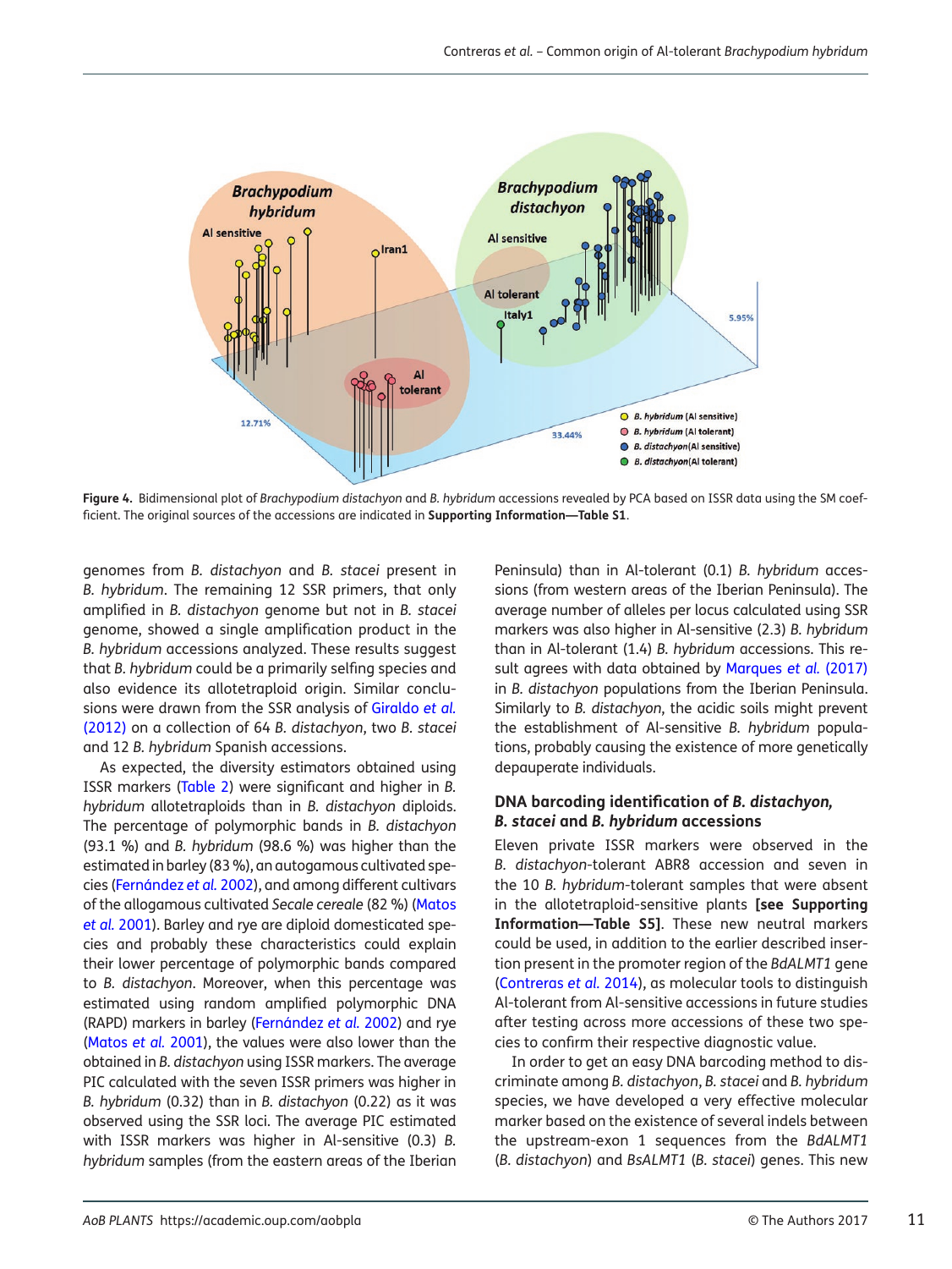**Figure 4.** Bidimensional plot of *Brachypodium distachyon* and *B. hybridum* accessions revealed by PCA based on ISSR data using the SM coefficient. The original sources of the accessions are indicated in **Supporting Information—Table S1**.

genomes from *B. distachyon* and *B. stacei* present in *B. hybridum*. The remaining 12 SSR primers, that only amplified in *B. distachyon* genome but not in *B. stacei* genome, showed a single amplification product in the *B. hybridum* accessions analyzed. These results suggest that *B. hybridum* could be a primarily selfing species and also evidence its allotetraploid origin. Similar conclusions were drawn from the SSR analysis of Giraldo *et al.* (2012) on a collection of 64 *B. distachyon*, two *B. stacei* and 12 *B. hybridum* Spanish accessions.

As expected, the diversity estimators obtained using ISSR markers (Table 2) were significant and higher in *B. hybridum* allotetraploids than in *B. distachyon* diploids. The percentage of polymorphic bands in *B. distachyon* (93.1 %) and *B. hybridum* (98.6 %) was higher than the estimated in barley (83 %), an autogamous cultivated species (Fernández *et al.* 2002), and among different cultivars of the allogamous cultivated *Secale cereale* (82 %) (Matos *et al.* 2001). Barley and rye are diploid domesticated species and probably these characteristics could explain their lower percentage of polymorphic bands compared to *B. distachyon*. Moreover, when this percentage was estimated using random amplified polymorphic DNA (RAPD) markers in barley (Fernández *et al.* 2002) and rye (Matos *et al.* 2001), the values were also lower than the obtained in *B. distachyon* using ISSR markers. The average PIC calculated with the seven ISSR primers was higher in *B. hybridum* (0.32) than in *B. distachyon* (0.22) as it was observed using the SSR loci. The average PIC estimated with ISSR markers was higher in Al-sensitive (0.3) *B. hybridum* samples (from the eastern areas of the Iberian Peninsula) than in Al-tolerant (0.1) *B. hybridum* accessions (from western areas of the Iberian Peninsula). The average number of alleles per locus calculated using SSR markers was also higher in Al-sensitive (2.3) *B. hybridum* than in Al-tolerant (1.4) *B. hybridum* accessions. This result agrees with data obtained by Marques *et al.* (2017) in *B. distachyon* populations from the Iberian Peninsula. Similarly to *B. distachyon*, the acidic soils might prevent the establishment of Al-sensitive *B. hybridum* populations, probably causing the existence of more genetically depauperate individuals.

### DNA barcoding identification of *B. distachyon*, *B. stacei* and *B. hybridum* accessions

Eleven private ISSR markers were observed in the *B. distachyon*-tolerant ABR8 accession and seven in the 10 *B. hybridum*-tolerant samples that were absent in the allotetraploid-sensitive plants **[see Supporting Information—Table S5]**. These new neutral markers could be used, in addition to the earlier described insertion present in the promoter region of the *BdALMT1* gene (Contreras *et al.* 2014), as molecular tools to distinguish Al-tolerant from Al-sensitive accessions in future studies after testing across more accessions of these two species to confirm their respective diagnostic value.

In order to get an easy DNA barcoding method to discriminate among *B. distachyon*, *B. stacei* and *B. hybridum* species, we have developed a very effective molecular marker based on the existence of several indels between the upstream-exon 1 sequences from the *BdALMT1* (*B. distachyon*) and *BsALMT1* (*B. stacei*) genes. This new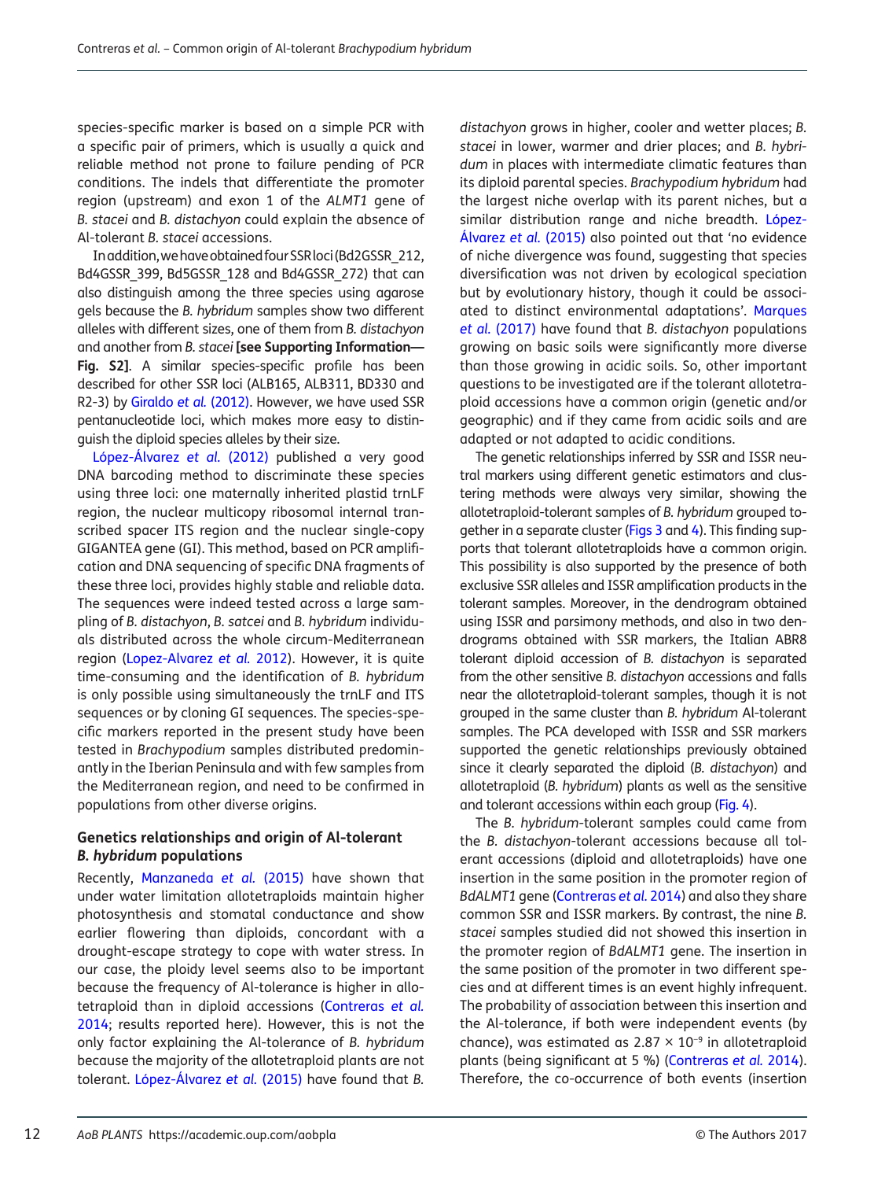species-specific marker is based on a simple PCR with a specific pair of primers, which is usually a quick and reliable method not prone to failure pending of PCR conditions. The indels that differentiate the promoter region (upstream) and exon 1 of the *ALMT1* gene of *B. stacei* and *B. distachyon* could explain the absence of Al-tolerant *B. stacei* accessions.

In addition, we have obtained four SSR loci (Bd2GSSR_212, Bd4GSSR_399, Bd5GSSR_128 and Bd4GSSR_272) that can also distinguish among the three species using agarose gels because the *B. hybridum* samples show two different alleles with different sizes, one of them from *B. distachyon* and another from *B. stacei* **[see Supporting Information—Fig. S2]**. A similar species-specific profile has been described for other SSR loci (ALB165, ALB311, BD330 and R2-3) by Giraldo *et al.* (2012). However, we have used SSR pentanucleotide loci, which makes more easy to distinguish the diploid species alleles by their size.

López-Álvarez *et al.* (2012) published a very good DNA barcoding method to discriminate these species using three loci: one maternally inherited plastid trnLF region, the nuclear multicopy ribosomal internal transcribed spacer ITS region and the nuclear single-copy GIGANTEA gene (GI). This method, based on PCR amplification and DNA sequencing of specific DNA fragments of these three loci, provides highly stable and reliable data. The sequences were indeed tested across a large sampling of *B. distachyon*, *B. satcei* and *B. hybridum* individuals distributed across the whole circum-Mediterranean region (Lopez-Alvarez *et al.* 2012). However, it is quite time-consuming and the identification of *B. hybridum* is only possible using simultaneously the trnLF and ITS sequences or by cloning GI sequences. The species-specific markers reported in the present study have been tested in *Brachypodium* samples distributed predominantly in the Iberian Peninsula and with few samples from the Mediterranean region, and need to be confirmed in populations from other diverse origins.

### Genetics relationships and origin of Al-tolerant *B. hybridum* populations

Recently, Manzaneda *et al.* (2015) have shown that under water limitation allotetraploids maintain higher photosynthesis and stomatal conductance and show earlier flowering than diploids, concordant with a drought-escape strategy to cope with water stress. In our case, the ploidy level seems also to be important because the frequency of Al-tolerance is higher in allotetraploid than in diploid accessions (Contreras *et al.* 2014; results reported here). However, this is not the only factor explaining the Al-tolerance of *B. hybridum* because the majority of the allotetraploid plants are not tolerant. López-Álvarez *et al.* (2015) have found that *B. distachyon* grows in higher, cooler and wetter places; *B. stacei* in lower, warmer and drier places; and *B. hybridum* in places with intermediate climatic features than its diploid parental species. *Brachypodium hybridum* had the largest niche overlap with its parent niches, but a similar distribution range and niche breadth. López-Álvarez *et al.* (2015) also pointed out that 'no evidence of niche divergence was found, suggesting that species diversification was not driven by ecological speciation but by evolutionary history, though it could be associated to distinct environmental adaptations'. Marques *et al.* (2017) have found that *B. distachyon* populations growing on basic soils were significantly more diverse than those growing in acidic soils. So, other important questions to be investigated are if the tolerant allotetraploid accessions have a common origin (genetic and/or geographic) and if they came from acidic soils and are adapted or not adapted to acidic conditions.

The genetic relationships inferred by SSR and ISSR neutral markers using different genetic estimators and clustering methods were always very similar, showing the allotetraploid-tolerant samples of *B. hybridum* grouped together in a separate cluster (Figs 3 and 4). This finding supports that tolerant allotetraploids have a common origin. This possibility is also supported by the presence of both exclusive SSR alleles and ISSR amplification products in the tolerant samples. Moreover, in the dendrogram obtained using ISSR and parsimony methods, and also in two dendrograms obtained with SSR markers, the Italian ABR8 tolerant diploid accession of *B. distachyon* is separated from the other sensitive *B. distachyon* accessions and falls near the allotetraploid-tolerant samples, though it is not grouped in the same cluster than *B. hybridum* Al-tolerant samples. The PCA developed with ISSR and SSR markers supported the genetic relationships previously obtained since it clearly separated the diploid (*B. distachyon*) and allotetraploid (*B. hybridum*) plants as well as the sensitive and tolerant accessions within each group (Fig. 4).

The *B. hybridum*-tolerant samples could came from the *B. distachyon*-tolerant accessions because all tolerant accessions (diploid and allotetraploids) have one insertion in the same position in the promoter region of *BdALMT1* gene (Contreras *et al.* 2014) and also they share common SSR and ISSR markers. By contrast, the nine *B. stacei* samples studied did not showed this insertion in the promoter region of *BdALMT1* gene. The insertion in the same position of the promoter in two different species and at different times is an event highly infrequent. The probability of association between this insertion and the Al-tolerance, if both were independent events (by chance), was estimated as $2.87 \times 10^{-9}$ in allotetraploid plants (being significant at 5 %) (Contreras *et al.* 2014). Therefore, the co-occurrence of both events (insertion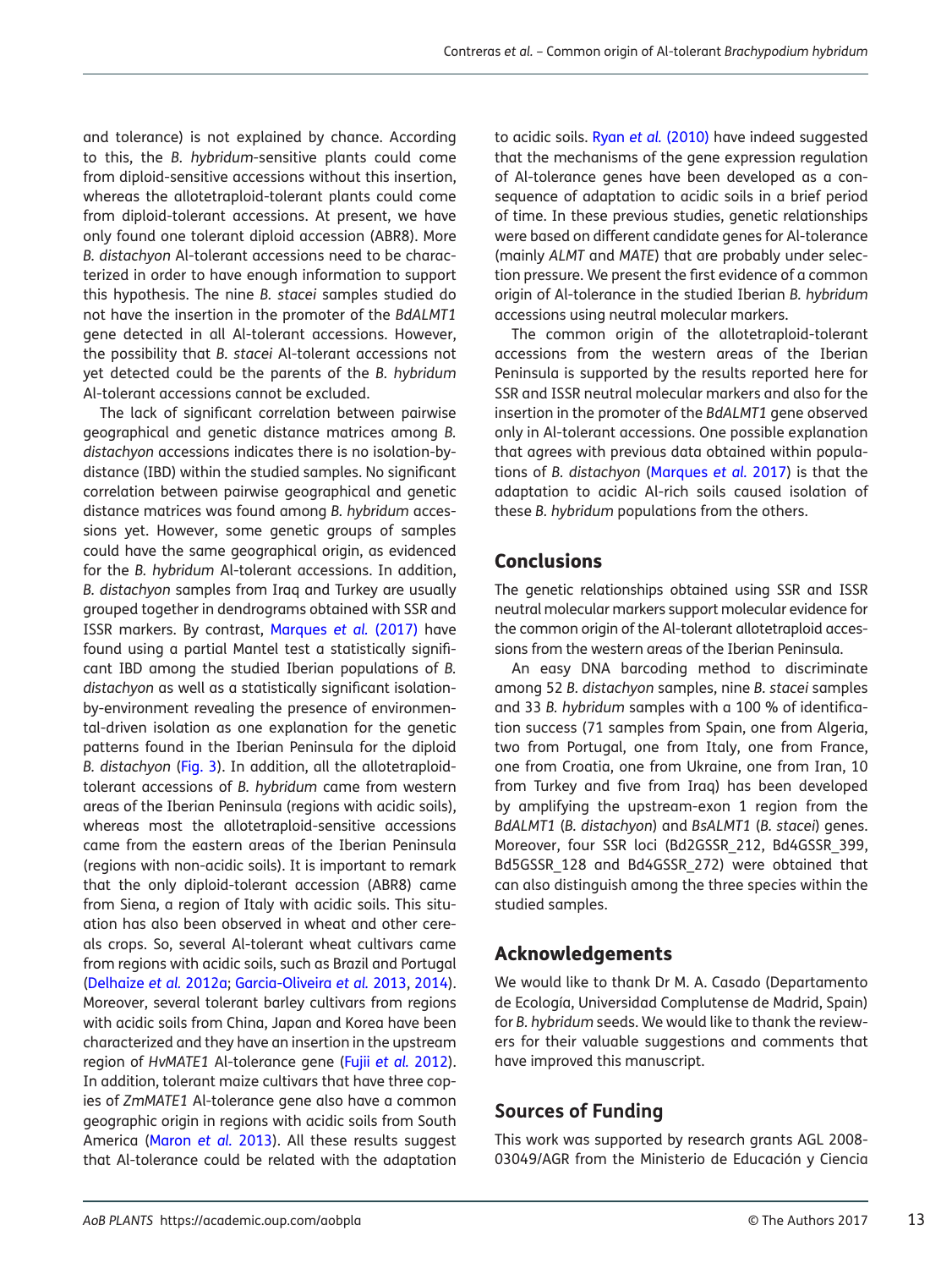and tolerance) is not explained by chance. According to this, the *B. hybridum*-sensitive plants could come from diploid-sensitive accessions without this insertion, whereas the allotetraploid-tolerant plants could come from diploid-tolerant accessions. At present, we have only found one tolerant diploid accession (ABR8). More *B. distachyon* Al-tolerant accessions need to be characterized in order to have enough information to support this hypothesis. The nine *B. stacei* samples studied do not have the insertion in the promoter of the *BdALMT1* gene detected in all Al-tolerant accessions. However, the possibility that *B. stacei* Al-tolerant accessions not yet detected could be the parents of the *B. hybridum* Al-tolerant accessions cannot be excluded.

The lack of significant correlation between pairwise geographical and genetic distance matrices among *B. distachyon* accessions indicates there is no isolation-by-distance (IBD) within the studied samples. No significant correlation between pairwise geographical and genetic distance matrices was found among *B. hybridum* accessions yet. However, some genetic groups of samples could have the same geographical origin, as evidenced for the *B. hybridum* Al-tolerant accessions. In addition, *B. distachyon* samples from Iraq and Turkey are usually grouped together in dendrograms obtained with SSR and ISSR markers. By contrast, Marques *et al.* (2017) have found using a partial Mantel test a statistically significant IBD among the studied Iberian populations of *B. distachyon* as well as a statistically significant isolation-by-environment revealing the presence of environmental-driven isolation as one explanation for the genetic patterns found in the Iberian Peninsula for the diploid *B. distachyon* (Fig. 3). In addition, all the allotetraploid-tolerant accessions of *B. hybridum* came from western areas of the Iberian Peninsula (regions with acidic soils), whereas most the allotetraploid-sensitive accessions came from the eastern areas of the Iberian Peninsula (regions with non-acidic soils). It is important to remark that the only diploid-tolerant accession (ABR8) came from Siena, a region of Italy with acidic soils. This situation has also been observed in wheat and other cereals crops. So, several Al-tolerant wheat cultivars came from regions with acidic soils, such as Brazil and Portugal (Delhaize *et al.* 2012a; Garcia-Oliveira *et al.* 2013, 2014). Moreover, several tolerant barley cultivars from regions with acidic soils from China, Japan and Korea have been characterized and they have an insertion in the upstream region of *HvMATE1* Al-tolerance gene (Fujii *et al.* 2012). In addition, tolerant maize cultivars that have three copies of *ZmMATE1* Al-tolerance gene also have a common geographic origin in regions with acidic soils from South America (Maron *et al.* 2013). All these results suggest that Al-tolerance could be related with the adaptation to acidic soils. Ryan *et al.* (2010) have indeed suggested that the mechanisms of the gene expression regulation of Al-tolerance genes have been developed as a consequence of adaptation to acidic soils in a brief period of time. In these previous studies, genetic relationships were based on different candidate genes for Al-tolerance (mainly *ALMT* and *MATE*) that are probably under selection pressure. We present the first evidence of a common origin of Al-tolerance in the studied Iberian *B. hybridum* accessions using neutral molecular markers.

The common origin of the allotetraploid-tolerant accessions from the western areas of the Iberian Peninsula is supported by the results reported here for SSR and ISSR neutral molecular markers and also for the insertion in the promoter of the *BdALMT1* gene observed only in Al-tolerant accessions. One possible explanation that agrees with previous data obtained within populations of *B. distachyon* (Marques *et al.* 2017) is that the adaptation to acidic Al-rich soils caused isolation of these *B. hybridum* populations from the others.

## Conclusions

The genetic relationships obtained using SSR and ISSR neutral molecular markers support molecular evidence for the common origin of the Al-tolerant allotetraploid accessions from the western areas of the Iberian Peninsula.

An easy DNA barcoding method to discriminate among 52 *B. distachyon* samples, nine *B. stacei* samples and 33 *B. hybridum* samples with a 100 % of identification success (71 samples from Spain, one from Algeria, two from Portugal, one from Italy, one from France, one from Croatia, one from Ukraine, one from Iran, 10 from Turkey and five from Iraq) has been developed by amplifying the upstream-exon 1 region from the *BdALMT1* (*B. distachyon*) and *BsALMT1* (*B. stacei*) genes. Moreover, four SSR loci (Bd2GSSR_212, Bd4GSSR_399, Bd5GSSR_128 and Bd4GSSR_272) were obtained that can also distinguish among the three species within the studied samples.

## Acknowledgements

We would like to thank Dr M. A. Casado (Departamento de Ecología, Universidad Complutense de Madrid, Spain) for *B. hybridum* seeds. We would like to thank the reviewers for their valuable suggestions and comments that have improved this manuscript.

## Sources of Funding

This work was supported by research grants AGL 2008-03049/AGR from the Ministerio de Educación y Ciencia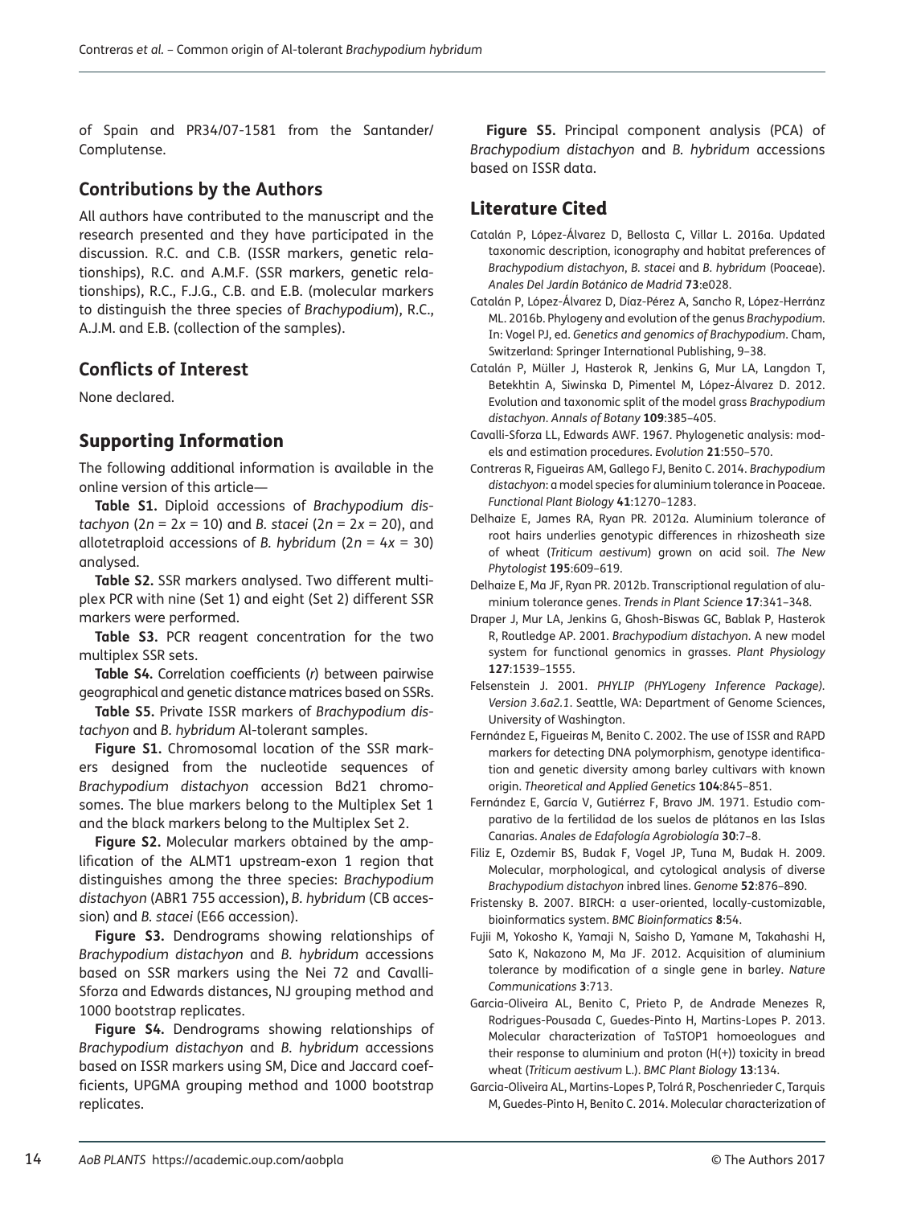of Spain and PR34/07-1581 from the Santander/Complutense.

## Contributions by the Authors

All authors have contributed to the manuscript and the research presented and they have participated in the discussion. R.C. and C.B. (ISSR markers, genetic relationships), R.C. and A.M.F. (SSR markers, genetic relationships), R.C., F.J.G., C.B. and E.B. (molecular markers to distinguish the three species of *Brachypodium*), R.C., A.J.M. and E.B. (collection of the samples).

## Conflicts of Interest

None declared.

## Supporting Information

The following additional information is available in the online version of this article—

**Table S1.** Diploid accessions of *Brachypodium distachyon* ($2n = 2x = 10$) and *B. stacei* ($2n = 2x = 20$), and allotetraploid accessions of *B. hybridum* ($2n = 4x = 30$) analysed.

**Table S2.** SSR markers analysed. Two different multiplex PCR with nine (Set 1) and eight (Set 2) different SSR markers were performed.

**Table S3.** PCR reagent concentration for the two multiplex SSR sets.

**Table S4.** Correlation coefficients ($r$) between pairwise geographical and genetic distance matrices based on SSRs.

**Table S5.** Private ISSR markers of *Brachypodium distachyon* and *B. hybridum* Al-tolerant samples.

**Figure S1.** Chromosomal location of the SSR markers designed from the nucleotide sequences of *Brachypodium distachyon* accession Bd21 chromosomes. The blue markers belong to the Multiplex Set 1 and the black markers belong to the Multiplex Set 2.

**Figure S2.** Molecular markers obtained by the amplification of the ALMT1 upstream-exon 1 region that distinguishes among the three species: *Brachypodium distachyon* (ABR1 755 accession), *B. hybridum* (CB accession) and *B. stacei* (E66 accession).

**Figure S3.** Dendrograms showing relationships of *Brachypodium distachyon* and *B. hybridum* accessions based on SSR markers using the Nei 72 and Cavalli-Sforza and Edwards distances, NJ grouping method and 1000 bootstrap replicates.

**Figure S4.** Dendrograms showing relationships of *Brachypodium distachyon* and *B. hybridum* accessions based on ISSR markers using SM, Dice and Jaccard coefficients, UPGMA grouping method and 1000 bootstrap replicates.

**Figure S5.** Principal component analysis (PCA) of *Brachypodium distachyon* and *B. hybridum* accessions based on ISSR data.

## Literature Cited

Catalán P, López-Álvarez D, Bellosta C, Villar L. 2016a. Updated taxonomic description, iconography and habitat preferences of *Brachypodium distachyon*, *B. stacei* and *B. hybridum* (Poaceae). *Anales Del Jardín Botánico de Madrid* **73**:e028.

Catalán P, López-Álvarez D, Díaz-Pérez A, Sancho R, López-Herránz ML. 2016b. Phylogeny and evolution of the genus *Brachypodium*. In: Vogel PJ, ed. *Genetics and genomics of Brachypodium*. Cham, Switzerland: Springer International Publishing, 9–38.

Catalán P, Müller J, Hasterok R, Jenkins G, Mur LA, Langdon T, Betekhtin A, Siwinska D, Pimentel M, López-Álvarez D. 2012. Evolution and taxonomic split of the model grass *Brachypodium distachyon*. *Annals of Botany* **109**:385–405.

Cavalli-Sforza LL, Edwards AWF. 1967. Phylogenetic analysis: models and estimation procedures. *Evolution* **21**:550–570.

Contreras R, Figueiras AM, Gallego FJ, Benito C. 2014. *Brachypodium distachyon*: a model species for aluminium tolerance in Poaceae. *Functional Plant Biology* **41**:1270–1283.

Delhaize E, James RA, Ryan PR. 2012a. Aluminium tolerance of root hairs underlies genotypic differences in rhizosheath size of wheat (*Triticum aestivum*) grown on acid soil. *The New Phytologist* **195**:609–619.

Delhaize E, Ma JF, Ryan PR. 2012b. Transcriptional regulation of aluminium tolerance genes. *Trends in Plant Science* **17**:341–348.

Draper J, Mur LA, Jenkins G, Ghosh-Biswas GC, Bablak P, Hasterok R, Routledge AP. 2001. *Brachypodium distachyon*. A new model system for functional genomics in grasses. *Plant Physiology* **127**:1539–1555.

Felsenstein J. 2001. *PHYLIP (PHYLogeny Inference Package). Version 3.6a2.1*. Seattle, WA: Department of Genome Sciences, University of Washington.

Fernández E, Figueiras M, Benito C. 2002. The use of ISSR and RAPD markers for detecting DNA polymorphism, genotype identification and genetic diversity among barley cultivars with known origin. *Theoretical and Applied Genetics* **104**:845–851.

Fernández E, García V, Gutiérrez F, Bravo JM. 1971. Estudio comparativo de la fertilidad de los suelos de plátanos en las Islas Canarias. *Anales de Edafología Agrobiología* **30**:7–8.

Filiz E, Ozdemir BS, Budak F, Vogel JP, Tuna M, Budak H. 2009. Molecular, morphological, and cytological analysis of diverse *Brachypodium distachyon* inbred lines. *Genome* **52**:876–890.

Fristensky B. 2007. BIRCH: a user-oriented, locally-customizable, bioinformatics system. *BMC Bioinformatics* **8**:54.

Fujii M, Yokosho K, Yamaji N, Saisho D, Yamane M, Takahashi H, Sato K, Nakazono M, Ma JF. 2012. Acquisition of aluminium tolerance by modification of a single gene in barley. *Nature Communications* **3**:713.

Garcia-Oliveira AL, Benito C, Prieto P, de Andrade Menezes R, Rodrigues-Pousada C, Guedes-Pinto H, Martins-Lopes P. 2013. Molecular characterization of TaSTOP1 homoeologues and their response to aluminium and proton (H(+)) toxicity in bread wheat (*Triticum aestivum* L.). *BMC Plant Biology* **13**:134.

Garcia-Oliveira AL, Martins-Lopes P, Tolrá R, Poschenrieder C, Tarquis M, Guedes-Pinto H, Benito C. 2014. Molecular characterization of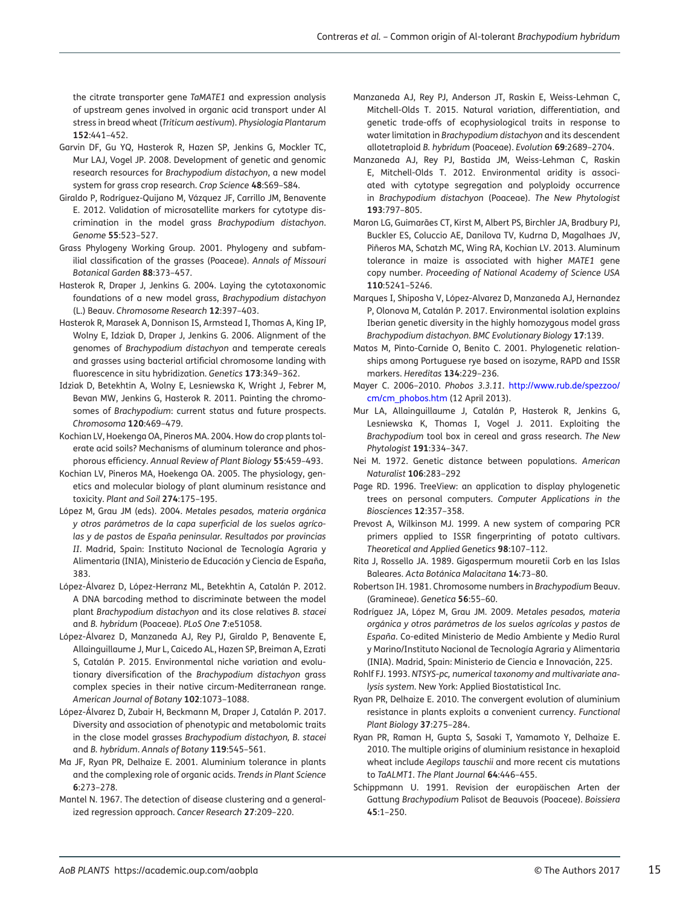the citrate transporter gene *TaMATE1* and expression analysis of upstream genes involved in organic acid transport under Al stress in bread wheat (*Triticum aestivum*). *Physiologia Plantarum* **152**:441–452.

Garvin DF, Gu YQ, Hasterok R, Hazen SP, Jenkins G, Mockler TC, Mur LAJ, Vogel JP. 2008. Development of genetic and genomic research resources for *Brachypodium distachyon*, a new model system for grass crop research. *Crop Science* **48**:S69–S84.

Giraldo P, Rodríguez-Quijano M, Vázquez JF, Carrillo JM, Benavente E. 2012. Validation of microsatellite markers for cytotype discrimination in the model grass *Brachypodium distachyon*. *Genome* **55**:523–527.

Grass Phylogeny Working Group. 2001. Phylogeny and subfamilial classification of the grasses (Poaceae). *Annals of Missouri Botanical Garden* **88**:373–457.

Hasterok R, Draper J, Jenkins G. 2004. Laying the cytotaxonomic foundations of a new model grass, *Brachypodium distachyon* (L.) Beauv. *Chromosome Research* **12**:397–403.

Hasterok R, Marasek A, Donnison IS, Armstead I, Thomas A, King IP, Wolny E, Idziak D, Draper J, Jenkins G. 2006. Alignment of the genomes of *Brachypodium distachyon* and temperate cereals and grasses using bacterial artificial chromosome landing with fluorescence in situ hybridization. *Genetics* **173**:349–362.

Idziak D, Betekhtin A, Wolny E, Lesniewska K, Wright J, Febrer M, Bevan MW, Jenkins G, Hasterok R. 2011. Painting the chromosomes of *Brachypodium*: current status and future prospects. *Chromosoma* **120**:469–479.

Kochian LV, Hoekenga OA, Pineros MA. 2004. How do crop plants tolerate acid soils? Mechanisms of aluminum tolerance and phosphorous efficiency. *Annual Review of Plant Biology* **55**:459–493.

Kochian LV, Pineros MA, Hoekenga OA. 2005. The physiology, genetics and molecular biology of plant aluminum resistance and toxicity. *Plant and Soil* **274**:175–195.

López M, Grau JM (eds). 2004. *Metales pesados, materia orgánica y otros parámetros de la capa superficial de los suelos agrícolas y de pastos de España peninsular. Resultados por provincias II*. Madrid, Spain: Instituto Nacional de Tecnología Agraria y Alimentaria (INIA), Ministerio de Educación y Ciencia de España, 383.

López-Álvarez D, López-Herranz ML, Betekhtin A, Catalán P. 2012. A DNA barcoding method to discriminate between the model plant *Brachypodium distachyon* and its close relatives *B. stacei* and *B. hybridum* (Poaceae). *PLoS One* **7**:e51058.

López-Álvarez D, Manzaneda AJ, Rey PJ, Giraldo P, Benavente E, Allainguillaume J, Mur L, Caicedo AL, Hazen SP, Breiman A, Ezrati S, Catalán P. 2015. Environmental niche variation and evolutionary diversification of the *Brachypodium distachyon* grass complex species in their native circum-Mediterranean range. *American Journal of Botany* **102**:1073–1088.

López-Álvarez D, Zubair H, Beckmann M, Draper J, Catalán P. 2017. Diversity and association of phenotypic and metabolomic traits in the close model grasses *Brachypodium distachyon, B. stacei* and *B. hybridum*. *Annals of Botany* **119**:545–561.

Ma JF, Ryan PR, Delhaize E. 2001. Aluminium tolerance in plants and the complexing role of organic acids. *Trends in Plant Science* **6**:273–278.

Mantel N. 1967. The detection of disease clustering and a generalized regression approach. *Cancer Research* **27**:209–220.

Manzaneda AJ, Rey PJ, Anderson JT, Raskin E, Weiss-Lehman C, Mitchell-Olds T. 2015. Natural variation, differentiation, and genetic trade-offs of ecophysiological traits in response to water limitation in *Brachypodium distachyon* and its descendent allotetraploid *B. hybridum* (Poaceae). *Evolution* **69**:2689–2704.

Manzaneda AJ, Rey PJ, Bastida JM, Weiss-Lehman C, Raskin E, Mitchell-Olds T. 2012. Environmental aridity is associated with cytotype segregation and polyploidy occurrence in *Brachypodium distachyon* (Poaceae). *The New Phytologist* **193**:797–805.

Maron LG, Guimarães CT, Kirst M, Albert PS, Birchler JA, Bradbury PJ, Buckler ES, Coluccio AE, Danilova TV, Kudrna D, Magalhaes JV, Piñeros MA, Schatzh MC, Wing RA, Kochian LV. 2013. Aluminum tolerance in maize is associated with higher *MATE1* gene copy number. *Proceeding of National Academy of Science USA* **110**:5241–5246.

Marques I, Shiposha V, López-Alvarez D, Manzaneda AJ, Hernandez P, Olonova M, Catalán P. 2017. Environmental isolation explains Iberian genetic diversity in the highly homozygous model grass *Brachypodium distachyon*. *BMC Evolutionary Biology* **17**:139.

Matos M, Pinto-Carnide O, Benito C. 2001. Phylogenetic relationships among Portuguese rye based on isozyme, RAPD and ISSR markers. *Hereditas* **134**:229–236.

Mayer C. 2006–2010. *Phobos 3.3.11*. http://www.rub.de/spezzoo/cm/cm_phobos.htm (12 April 2013).

Mur LA, Allainguillaume J, Catalán P, Hasterok R, Jenkins G, Lesniewska K, Thomas I, Vogel J. 2011. Exploiting the *Brachypodium* tool box in cereal and grass research. *The New Phytologist* **191**:334–347.

Nei M. 1972. Genetic distance between populations. *American Naturalist* **106**:283–292

Page RD. 1996. TreeView: an application to display phylogenetic trees on personal computers. *Computer Applications in the Biosciences* **12**:357–358.

Prevost A, Wilkinson MJ. 1999. A new system of comparing PCR primers applied to ISSR fingerprinting of potato cultivars. *Theoretical and Applied Genetics* **98**:107–112.

Rita J, Rosselo JA. 1989. Gigaspermum mouretii Corb en las Islas Baleares. *Acta Botánica Malacitana* **14**:73–80.

Robertson IH. 1981. Chromosome numbers in *Brachypodium* Beauv. (Gramineae). *Genetica* **56**:55–60.

Rodríguez JA, López M, Grau JM. 2009. *Metales pesados, materia orgánica y otros parámetros de los suelos agrícolas y pastos de España*. Co-edited Ministerio de Medio Ambiente y Medio Rural y Marino/Instituto Nacional de Tecnología Agraria y Alimentaria (INIA). Madrid, Spain: Ministerio de Ciencia e Innovación, 225.

Rohlf FJ. 1993. *NTSYS-pc, numerical taxonomy and multivariate analysis system*. New York: Applied Biostatistical Inc.

Ryan PR, Delhaize E. 2010. The convergent evolution of aluminium resistance in plants exploits a convenient currency. *Functional Plant Biology* **37**:275–284.

Ryan PR, Raman H, Gupta S, Sasaki T, Yamamoto Y, Delhaize E. 2010. The multiple origins of aluminium resistance in hexaploid wheat include *Aegilops tauschii* and more recent cis mutations to *TaALMT1*. *The Plant Journal* **64**:446–455.

Schippmann U. 1991. Revision der europäischen Arten der Gattung *Brachypodium* Palisot de Beauvois (Poaceae). *Boissiera* **45**:1–250.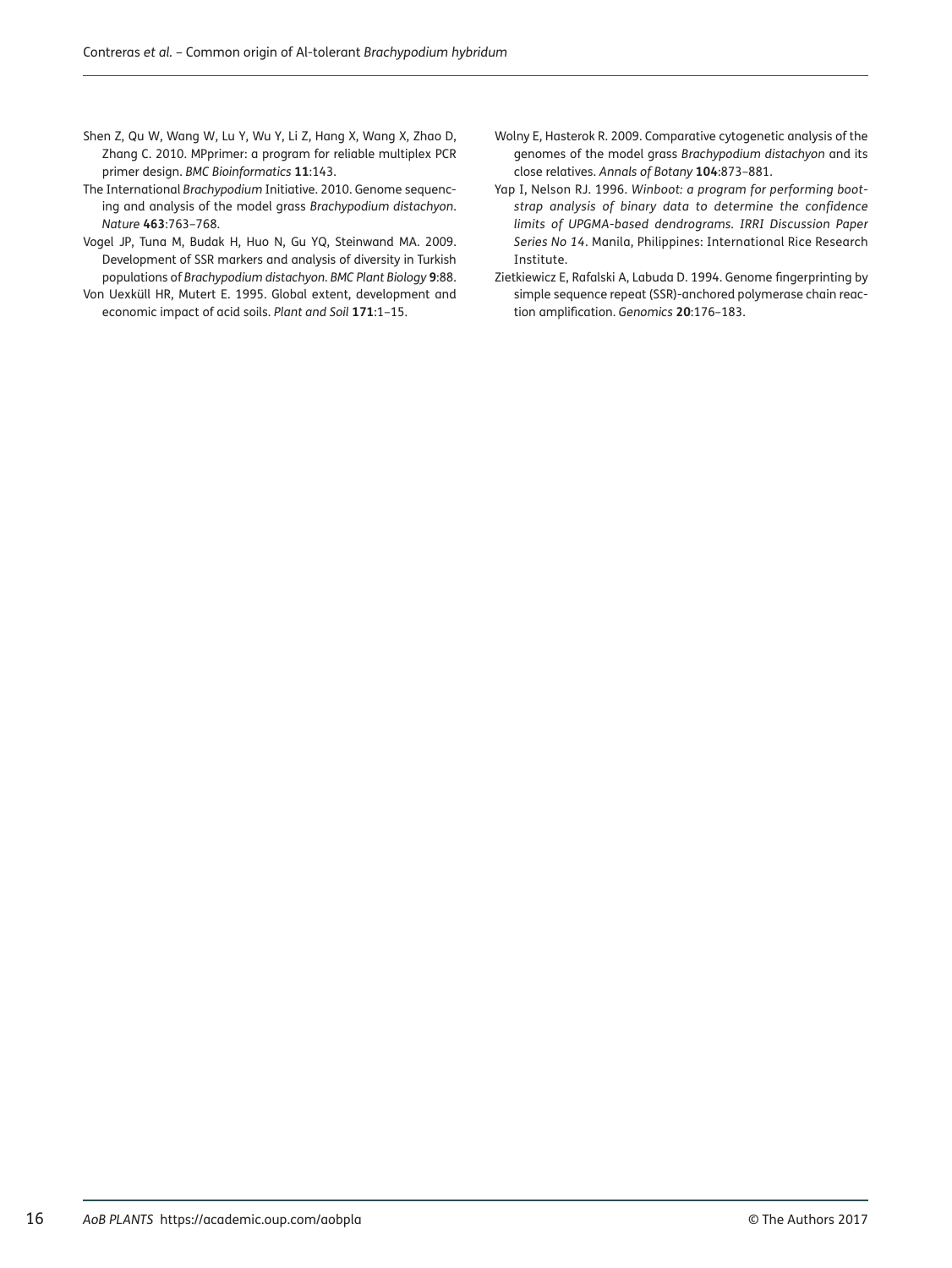Shen Z, Qu W, Wang W, Lu Y, Wu Y, Li Z, Hang X, Wang X, Zhao D, Zhang C. 2010. MPprimer: a program for reliable multiplex PCR primer design. *BMC Bioinformatics* **11**:143.

The International *Brachypodium* Initiative. 2010. Genome sequencing and analysis of the model grass *Brachypodium distachyon*. *Nature* **463**:763–768.

Vogel JP, Tuna M, Budak H, Huo N, Gu YQ, Steinwand MA. 2009. Development of SSR markers and analysis of diversity in Turkish populations of *Brachypodium distachyon*. *BMC Plant Biology* **9**:88.

Von Uexküll HR, Mutert E. 1995. Global extent, development and economic impact of acid soils. *Plant and Soil* **171**:1–15.

Wolny E, Hasterok R. 2009. Comparative cytogenetic analysis of the genomes of the model grass *Brachypodium distachyon* and its close relatives. *Annals of Botany* **104**:873–881.

Yap I, Nelson RJ. 1996. *Winboot: a program for performing bootstrap analysis of binary data to determine the confidence limits of UPGMA-based dendrograms. IRRI Discussion Paper Series No 14*. Manila, Philippines: International Rice Research Institute.

Zietkiewicz E, Rafalski A, Labuda D. 1994. Genome fingerprinting by simple sequence repeat (SSR)-anchored polymerase chain reaction amplification. *Genomics* **20**:176–183.